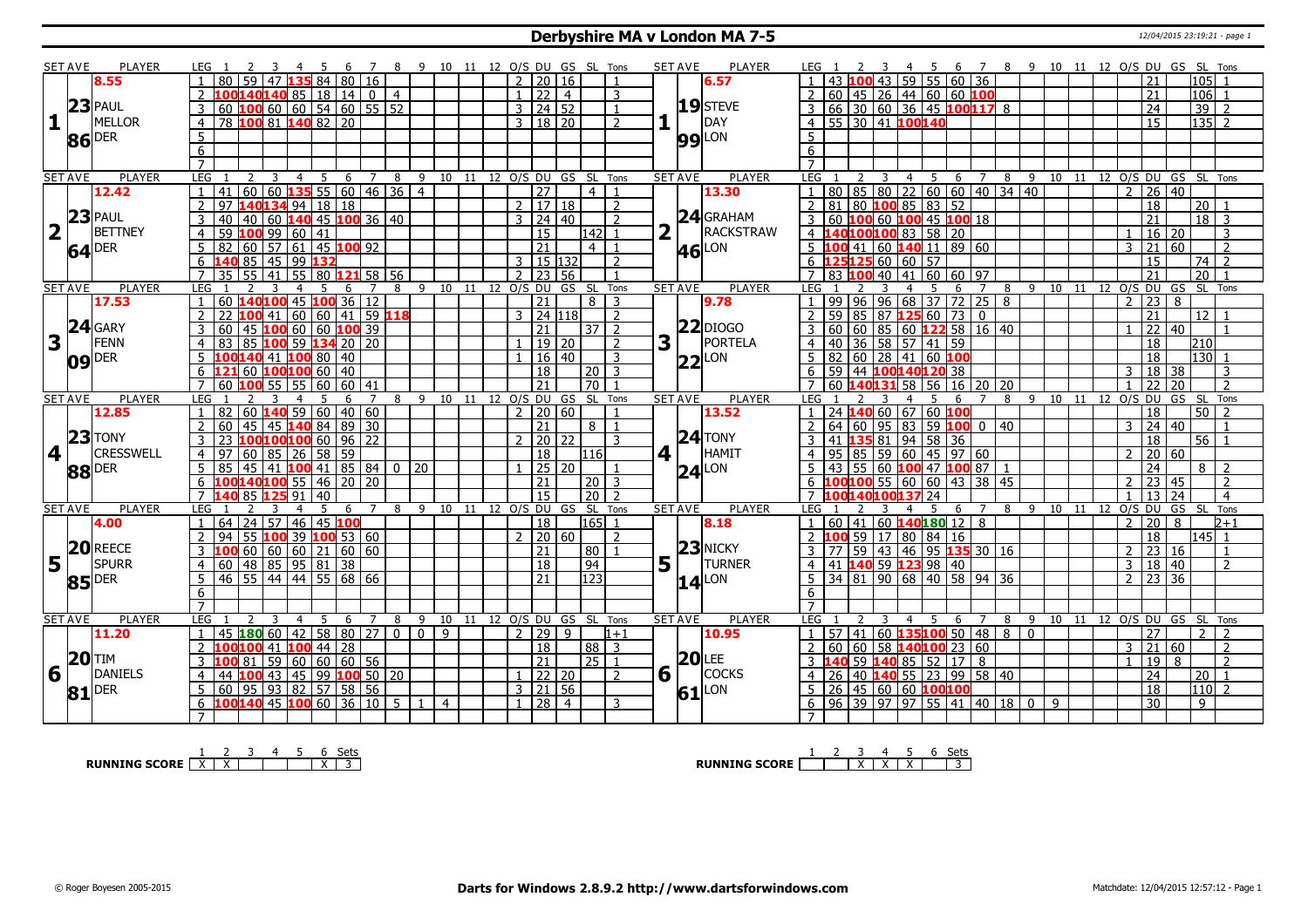# Derbyshire MA v London MA 7-5

## Set 1

| SET AVE | PLAYER | LEG | 1 | 2 | 3 | 4 | 5 | 6 | 7 | 8 | 9 | 10 | 11 | 12 | O/S | DU | GS | SL | Tons |
|---|---|---|---|---|---|---|---|---|---|---|---|---|---|---|---|---|---|---|---|
| 8.55 | PAUL MELLOR (23/86, DER) | 1 | 80 | 59 | 47 | 135 | 84 | 80 | 16 | | | | | | 2 | 20 | 16 | | 1 |
| | | 2 | 100 | 140 | 140 | 85 | 18 | 14 | 0 | 4 | | | | | 1 | 22 | 4 | | 3 |
| | | 3 | 60 | 100 | 60 | 60 | 54 | 60 | 55 | 52 | | | | | 3 | 24 | 52 | | 1 |
| | | 4 | 78 | 100 | 81 | 140 | 82 | 20 | | | | | | | 3 | 18 | 20 | | 2 |

| SET AVE | PLAYER | LEG | 1 | 2 | 3 | 4 | 5 | 6 | 7 | 8 | 9 | 10 | 11 | 12 | O/S | DU | GS | SL | Tons |
|---|---|---|---|---|---|---|---|---|---|---|---|---|---|---|---|---|---|---|---|
| 6.57 | STEVE DAY (19/99, LON) | 1 | 43 | 100 | 43 | 59 | 55 | 60 | 36 | | | | | | | 21 | | 105 | 1 |
| | | 2 | 60 | 45 | 26 | 44 | 60 | 60 | 100 | | | | | | | 21 | | 106 | 1 |
| | | 3 | 66 | 30 | 60 | 36 | 45 | 100 | 117 | 8 | | | | | | 24 | | 39 | 2 |
| | | 4 | 55 | 30 | 41 | 100 | 140 | | | | | | | | | 15 | | 135 | 2 |

## Set 2

| SET AVE | PLAYER | LEG | 1 | 2 | 3 | 4 | 5 | 6 | 7 | 8 | 9 | 10 | 11 | 12 | O/S | DU | GS | SL | Tons |
|---|---|---|---|---|---|---|---|---|---|---|---|---|---|---|---|---|---|---|---|
| 12.42 | PAUL BETTNEY (23/64, DER) | 1 | 41 | 60 | 60 | 135 | 55 | 60 | 46 | 36 | 4 | | | | | 27 | | 4 | 1 |
| | | 2 | 97 | 140 | 134 | 94 | 18 | 18 | | | | | | | 2 | 17 | 18 | | 2 |
| | | 3 | 40 | 40 | 60 | 140 | 45 | 100 | 36 | 40 | | | | | 3 | 24 | 40 | | 2 |
| | | 4 | 59 | 100 | 99 | 60 | 41 | | | | | | | | | 15 | | 142 | 1 |
| | | 5 | 82 | 60 | 57 | 61 | 45 | 100 | 92 | | | | | | | 21 | | 4 | 1 |
| | | 6 | 140 | 85 | 45 | 99 | 132 | | | | | | | | 3 | 15 | 132 | | 2 |
| | | 7 | 35 | 55 | 41 | 55 | 80 | 121 | 58 | 56 | | | | | 2 | 23 | 56 | | 1 |

| SET AVE | PLAYER | LEG | 1 | 2 | 3 | 4 | 5 | 6 | 7 | 8 | 9 | 10 | 11 | 12 | O/S | DU | GS | SL | Tons |
|---|---|---|---|---|---|---|---|---|---|---|---|---|---|---|---|---|---|---|---|
| 13.30 | GRAHAM RACKSTRAW (24/46, LON) | 1 | 80 | 85 | 80 | 22 | 60 | 60 | 40 | 34 | 40 | | | | 2 | 26 | 40 | | |
| | | 2 | 81 | 80 | 100 | 85 | 83 | 52 | | | | | | | | 18 | | 20 | 1 |
| | | 3 | 60 | 100 | 60 | 100 | 45 | 100 | 18 | | | | | | | 21 | | 18 | 3 |
| | | 4 | 140 | 100 | 100 | 83 | 58 | 20 | | | | | | | 1 | 16 | 20 | | 3 |
| | | 5 | 100 | 41 | 60 | 140 | 11 | 89 | 60 | | | | | | 3 | 21 | 60 | | 2 |
| | | 6 | 125 | 125 | 60 | 60 | 57 | | | | | | | | | 15 | | 74 | 2 |
| | | 7 | 83 | 100 | 40 | 41 | 60 | 60 | 97 | | | | | | | 21 | | 20 | 1 |

## Set 3

| SET AVE | PLAYER | LEG | 1 | 2 | 3 | 4 | 5 | 6 | 7 | 8 | 9 | 10 | 11 | 12 | O/S | DU | GS | SL | Tons |
|---|---|---|---|---|---|---|---|---|---|---|---|---|---|---|---|---|---|---|---|
| 17.53 | GARY FENN (24/09, DER) | 1 | 60 | 140 | 100 | 45 | 100 | 36 | 12 | | | | | | | 21 | | 8 | 3 |
| | | 2 | 22 | 100 | 41 | 60 | 60 | 41 | 59 | 118 | | | | | 3 | 24 | 118 | | 2 |
| | | 3 | 60 | 45 | 100 | 60 | 60 | 100 | 39 | | | | | | | 21 | | 37 | 2 |
| | | 4 | 83 | 85 | 100 | 59 | 134 | 20 | 20 | | | | | | 1 | 19 | 20 | | 2 |
| | | 5 | 100 | 140 | 41 | 100 | 80 | 40 | | | | | | | 1 | 16 | 40 | | 3 |
| | | 6 | 121 | 60 | 100 | 100 | 60 | 40 | | | | | | | | 18 | | 20 | 3 |
| | | 7 | 60 | 100 | 55 | 55 | 60 | 60 | 41 | | | | | | | 21 | | 70 | 1 |

| SET AVE | PLAYER | LEG | 1 | 2 | 3 | 4 | 5 | 6 | 7 | 8 | 9 | 10 | 11 | 12 | O/S | DU | GS | SL | Tons |
|---|---|---|---|---|---|---|---|---|---|---|---|---|---|---|---|---|---|---|---|
| 9.78 | DIOGO PORTELA (22/22, LON) | 1 | 99 | 96 | 96 | 68 | 37 | 72 | 25 | 8 | | | | | 2 | 23 | 8 | | |
| | | 2 | 59 | 85 | 87 | 125 | 60 | 73 | 0 | | | | | | | 21 | | 12 | 1 |
| | | 3 | 60 | 60 | 85 | 60 | 122 | 58 | 16 | 40 | | | | | 1 | 22 | 40 | | 1 |
| | | 4 | 40 | 36 | 58 | 57 | 41 | 59 | | | | | | | | 18 | | 210 | |
| | | 5 | 82 | 60 | 28 | 41 | 60 | 100 | | | | | | | | 18 | | 130 | 1 |
| | | 6 | 59 | 44 | 100 | 140 | 120 | 38 | | | | | | | 3 | 18 | 38 | | 3 |
| | | 7 | 60 | 140 | 131 | 58 | 56 | 16 | 20 | 20 | | | | | 1 | 22 | 20 | | 2 |

## Set 4

| SET AVE | PLAYER | LEG | 1 | 2 | 3 | 4 | 5 | 6 | 7 | 8 | 9 | 10 | 11 | 12 | O/S | DU | GS | SL | Tons |
|---|---|---|---|---|---|---|---|---|---|---|---|---|---|---|---|---|---|---|---|
| 12.85 | TONY CRESSWELL (23/88, DER) | 1 | 82 | 60 | 140 | 59 | 60 | 40 | 60 | | | | | | 2 | 20 | 60 | | 1 |
| | | 2 | 60 | 45 | 45 | 140 | 84 | 89 | 30 | | | | | | | 21 | | 8 | 1 |
| | | 3 | 23 | 100 | 100 | 100 | 60 | 96 | 22 | | | | | | 2 | 20 | 22 | | 3 |
| | | 4 | 97 | 60 | 85 | 26 | 58 | 59 | | | | | | | | 18 | | 116 | |
| | | 5 | 85 | 45 | 41 | 100 | 41 | 85 | 84 | 0 | 20 | | | | 1 | 25 | 20 | | 1 |
| | | 6 | 100 | 140 | 100 | 55 | 46 | 20 | 20 | | | | | | | 21 | | 20 | 3 |
| | | 7 | 140 | 85 | 125 | 91 | 40 | | | | | | | | | 15 | | 20 | 2 |

| SET AVE | PLAYER | LEG | 1 | 2 | 3 | 4 | 5 | 6 | 7 | 8 | 9 | 10 | 11 | 12 | O/S | DU | GS | SL | Tons |
|---|---|---|---|---|---|---|---|---|---|---|---|---|---|---|---|---|---|---|---|
| 13.52 | TONY HAMIT (24/24, LON) | 1 | 24 | 140 | 60 | 67 | 60 | 100 | | | | | | | | 18 | | 50 | 2 |
| | | 2 | 64 | 60 | 95 | 83 | 59 | 100 | 0 | 40 | | | | | 3 | 24 | 40 | | 1 |
| | | 3 | 41 | 135 | 81 | 94 | 58 | 36 | | | | | | | | 18 | | 56 | 1 |
| | | 4 | 95 | 85 | 59 | 60 | 45 | 97 | 60 | | | | | | 2 | 20 | 60 | | |
| | | 5 | 43 | 55 | 60 | 100 | 47 | 100 | 87 | 1 | | | | | | 24 | | 8 | 2 |
| | | 6 | 100 | 100 | 55 | 60 | 60 | 43 | 38 | 45 | | | | | 2 | 23 | 45 | | 2 |
| | | 7 | 100 | 140 | 100 | 137 | 24 | | | | | | | | 1 | 13 | 24 | | 4 |

## Set 5

| SET AVE | PLAYER | LEG | 1 | 2 | 3 | 4 | 5 | 6 | 7 | 8 | 9 | 10 | 11 | 12 | O/S | DU | GS | SL | Tons |
|---|---|---|---|---|---|---|---|---|---|---|---|---|---|---|---|---|---|---|---|
| 4.00 | REECE SPURR (20/85, DER) | 1 | 64 | 24 | 57 | 46 | 45 | 100 | | | | | | | | 18 | | 165 | 1 |
| | | 2 | 94 | 55 | 100 | 39 | 100 | 53 | 60 | | | | | | 2 | 20 | 60 | | 2 |
| | | 3 | 100 | 60 | 60 | 60 | 21 | 60 | 60 | | | | | | | 21 | | 80 | 1 |
| | | 4 | 60 | 48 | 85 | 95 | 81 | 38 | | | | | | | | 18 | | 94 | |
| | | 5 | 46 | 55 | 44 | 44 | 55 | 68 | 66 | | | | | | | 21 | | 123 | |

| SET AVE | PLAYER | LEG | 1 | 2 | 3 | 4 | 5 | 6 | 7 | 8 | 9 | 10 | 11 | 12 | O/S | DU | GS | SL | Tons |
|---|---|---|---|---|---|---|---|---|---|---|---|---|---|---|---|---|---|---|---|
| 8.18 | NICKY TURNER (23/14, LON) | 1 | 60 | 41 | 60 | 140 | 180 | 12 | 8 | | | | | | 2 | 20 | 8 | | 2+1 |
| | | 2 | 100 | 59 | 17 | 80 | 84 | 16 | | | | | | | | 18 | | 145 | 1 |
| | | 3 | 77 | 59 | 43 | 46 | 95 | 135 | 30 | 16 | | | | | 2 | 23 | 16 | | 1 |
| | | 4 | 41 | 140 | 59 | 123 | 98 | 40 | | | | | | | 3 | 18 | 40 | | 2 |
| | | 5 | 34 | 81 | 90 | 68 | 40 | 58 | 94 | 36 | | | | | 2 | 23 | 36 | | |

## Set 6

| SET AVE | PLAYER | LEG | 1 | 2 | 3 | 4 | 5 | 6 | 7 | 8 | 9 | 10 | 11 | 12 | O/S | DU | GS | SL | Tons |
|---|---|---|---|---|---|---|---|---|---|---|---|---|---|---|---|---|---|---|---|
| 11.20 | TIM DANIELS (20/81, DER) | 1 | 45 | 180 | 60 | 42 | 58 | 80 | 27 | 0 | 0 | 9 | | | 2 | 29 | 9 | | 1+1 |
| | | 2 | 100 | 100 | 41 | 100 | 44 | 28 | | | | | | | | 18 | | 88 | 3 |
| | | 3 | 100 | 81 | 59 | 60 | 60 | 56 | | | | | | | | 18 | | 25 | 1 |
| | | 4 | 44 | 100 | 43 | 45 | 99 | 100 | 50 | 20 | | | | | 1 | 22 | 20 | | 2 |
| | | 5 | 60 | 95 | 93 | 82 | 57 | 58 | 56 | | | | | | 3 | 21 | 56 | | |
| | | 6 | 100 | 140 | 45 | 100 | 60 | 36 | 10 | 5 | 1 | 4 | | | 1 | 28 | 4 | | 3 |

| SET AVE | PLAYER | LEG | 1 | 2 | 3 | 4 | 5 | 6 | 7 | 8 | 9 | 10 | 11 | 12 | O/S | DU | GS | SL | Tons |
|---|---|---|---|---|---|---|---|---|---|---|---|---|---|---|---|---|---|---|---|
| 10.95 | LEE COCKS (20/61, LON) | 1 | 57 | 41 | 60 | 135 | 100 | 50 | 48 | 8 | 0 | | | | | 27 | | 2 | 2 |
| | | 2 | 60 | 60 | 58 | 140 | 100 | 23 | 60 | | | | | | 3 | 21 | 60 | | 2 |
| | | 3 | 140 | 59 | 140 | 85 | 52 | 17 | 8 | | | | | | 1 | 19 | 8 | | 2 |
| | | 4 | 26 | 40 | 140 | 55 | 23 | 99 | 58 | 40 | | | | | | 24 | | 20 | 1 |
| | | 5 | 26 | 45 | 60 | 60 | 100 | 100 | | | | | | | | 18 | | 110 | 2 |
| | | 6 | 96 | 39 | 97 | 97 | 55 | 41 | 40 | 18 | 0 | 9 | | | | 30 | | 9 | |

## Running Score

| | 1 | 2 | 3 | 4 | 5 | 6 | Sets |
|---|---|---|---|---|---|---|---|
| DER | X | X | | | | X | 3 |
| LON | | | X | X | X | | 3 |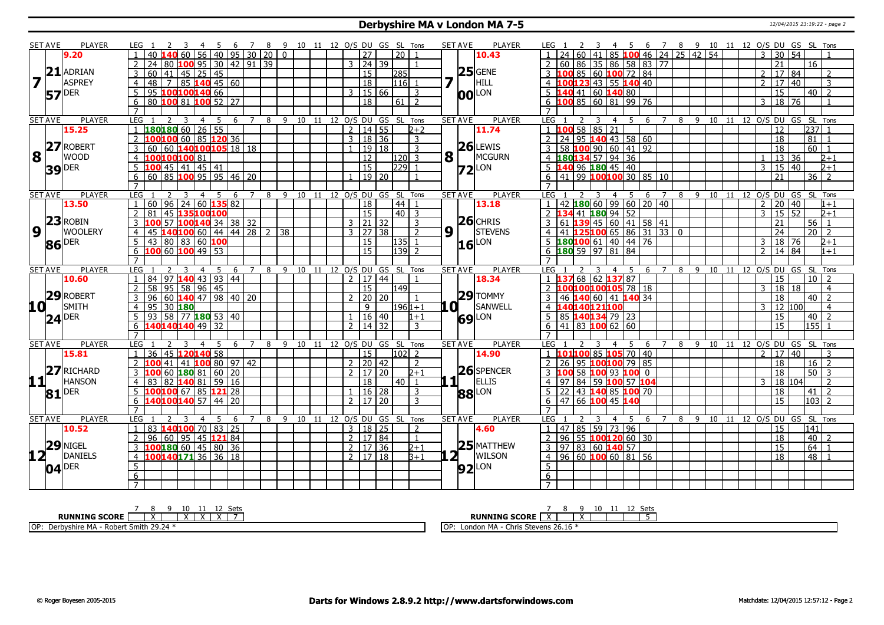# Derbyshire MA v London MA 7-5

12/04/2015 23:19:22 - page 2

| SET AVE | PLAYER | LEG | 1 | 2 | 3 | 4 | 5 | 6 | 7 | 8 | 9 | 10 | 11 | 12 | O/S | DU | GS | SL | Tons | SET AVE | PLAYER | LEG | 1 | 2 | 3 | 4 | 5 | 6 | 7 | 8 | 9 | 10 | 11 | 12 | O/S | DU | GS | SL | Tons |
|---|---|---|---|---|---|---|---|---|---|---|---|---|---|---|---|---|---|---|---|---|---|---|---|---|---|---|---|---|---|---|---|---|---|---|---|---|---|---|---|
| 9.20 | 7 ADRIAN ASPREY 21.57 DER | 1 | 40 | 140 | 60 | 56 | 40 | 95 | 30 | 20 | 0 | | | | | 27 | | 20 | 1 | 10.43 | 7 GENE HILL 25.00 LON | 1 | 24 | 60 | 41 | 85 | 100 | 46 | 24 | 25 | 42 | 54 | | | 3 | 30 | 54 | | 1 |
| | | 2 | 24 | 80 | 100 | 95 | 30 | 42 | 91 | 39 | | | | | 3 | 24 | 39 | | 1 | | | 2 | 60 | 86 | 35 | 86 | 58 | 83 | 77 | | | | | | | 21 | | 16 | |
| | | 3 | 60 | 41 | 45 | 25 | 45 | | | | | | | | | 15 | | 285 | | | | 3 | 100 | 85 | 60 | 100 | 72 | 84 | | | | | | | 2 | 17 | 84 | | 2 |
| | | 4 | 48 | 7 | 85 | 140 | 45 | 60 | | | | | | | | 18 | | 116 | 1 | | | 4 | 100 | 123 | 43 | 55 | 140 | 40 | | | | | | | 2 | 17 | 40 | | 3 |
| | | 5 | 95 | 100 | 100 | 140 | 66 | | | | | | | | 3 | 15 | 66 | | 3 | | | 5 | 140 | 41 | 60 | 140 | 80 | | | | | | | | | 15 | | 40 | 2 |
| | | 6 | 80 | 100 | 81 | 100 | 52 | 27 | | | | | | | | 18 | | 61 | 2 | | | 6 | 100 | 85 | 60 | 81 | 99 | 76 | | | | | | | 3 | 18 | 76 | | 1 |
| | | 7 | | | | | | | | | | | | | | | | | | | | 7 | | | | | | | | | | | | | | | | | |
| 15.25 | 8 ROBERT WOOD 27.39 DER | 1 | 180 | 180 | 60 | 26 | 55 | | | | | | | | 2 | 14 | 55 | | 2+2 | 11.74 | 8 LEWIS MCGURN 26.72 LON | 1 | 100 | 58 | 85 | 21 | | | | | | | | | | 12 | | 237 | 1 |
| | | 2 | 100 | 100 | 60 | 85 | 120 | 36 | | | | | | | 3 | 18 | 36 | | 3 | | | 2 | 24 | 95 | 140 | 43 | 58 | 60 | | | | | | | | 18 | | 81 | 1 |
| | | 3 | 60 | 60 | 140 | 100 | 105 | 18 | 18 | | | | | | 1 | 19 | 18 | | 3 | | | 3 | 58 | 100 | 90 | 60 | 41 | 92 | | | | | | | | 18 | | 60 | 1 |
| | | 4 | 100 | 100 | 100 | 81 | | | | | | | | | | 12 | | 120 | 3 | | | 4 | 180 | 134 | 57 | 94 | 36 | | | | | | | | 1 | 13 | 36 | | 2+1 |
| | | 5 | 100 | 45 | 41 | 45 | 41 | | | | | | | | | 15 | | 229 | 1 | | | 5 | 140 | 96 | 180 | 45 | 40 | | | | | | | | 3 | 15 | 40 | | 2+1 |
| | | 6 | 60 | 85 | 100 | 95 | 95 | 46 | 20 | | | | | | 1 | 19 | 20 | | 1 | | | 6 | 41 | 99 | 100 | 100 | 30 | 85 | 10 | | | | | | | 21 | | 36 | 2 |
| | | 7 | | | | | | | | | | | | | | | | | | | | 7 | | | | | | | | | | | | | | | | | |
| 13.50 | 9 ROBIN WOOLERY 23.86 DER | 1 | 60 | 96 | 24 | 60 | 135 | 82 | | | | | | | | 18 | | 44 | 1 | 13.18 | 9 CHRIS STEVENS 26.16 LON | 1 | 42 | 180 | 60 | 99 | 60 | 20 | 40 | | | | | | 2 | 20 | 40 | | 1+1 |
| | | 2 | 81 | 45 | 135 | 100 | 100 | | | | | | | | | 15 | | 40 | 3 | | | 2 | 134 | 41 | 180 | 94 | 52 | | | | | | | | 3 | 15 | 52 | | 2+1 |
| | | 3 | 100 | 57 | 100 | 140 | 34 | 38 | 32 | | | | | | 3 | 21 | 32 | | 3 | | | 3 | 61 | 139 | 45 | 60 | 41 | 58 | 41 | | | | | | | 21 | | 56 | 1 |
| | | 4 | 45 | 140 | 100 | 60 | 44 | 44 | 28 | 2 | 38 | | | | 3 | 27 | 38 | | 2 | | | 4 | 41 | 125 | 100 | 65 | 86 | 31 | 33 | 0 | | | | | | 24 | | 20 | 2 |
| | | 5 | 43 | 80 | 83 | 60 | 100 | | | | | | | | | 15 | | 135 | 1 | | | 5 | 180 | 100 | 61 | 40 | 44 | 76 | | | | | | | 3 | 18 | 76 | | 2+1 |
| | | 6 | 100 | 60 | 100 | 49 | 53 | | | | | | | | | 15 | | 139 | 2 | | | 6 | 180 | 59 | 97 | 81 | 84 | | | | | | | | 2 | 14 | 84 | | 1+1 |
| | | 7 | | | | | | | | | | | | | | | | | | | | 7 | | | | | | | | | | | | | | | | | |
| 10.60 | 10 ROBERT SMITH 29.24 DER | 1 | 84 | 97 | 140 | 43 | 93 | 44 | | | | | | | 2 | 17 | 44 | | 1 | 18.34 | 10 TOMMY SANWELL 29.69 LON | 1 | 137 | 68 | 62 | 137 | 87 | | | | | | | | | 15 | | 10 | 2 |
| | | 2 | 58 | 95 | 58 | 96 | 45 | | | | | | | | | 15 | | 149 | | | | 2 | 100 | 100 | 100 | 105 | 78 | 18 | | | | | | | 3 | 18 | 18 | | 4 |
| | | 3 | 96 | 60 | 140 | 47 | 98 | 40 | 20 | | | | | | 2 | 20 | 20 | | 1 | | | 3 | 46 | 140 | 60 | 41 | 140 | 34 | | | | | | | | 18 | | 40 | 2 |
| | | 4 | 95 | 30 | 180 | | | | | | | | | | | 9 | | 196 | 1+1 | | | 4 | 140 | 140 | 121 | 100 | | | | | | | | | 3 | 12 | 100 | | 4 |
| | | 5 | 93 | 58 | 77 | 180 | 53 | 40 | | | | | | | 1 | 16 | 40 | | 1+1 | | | 5 | 85 | 140 | 134 | 79 | 23 | | | | | | | | | 15 | | 40 | 2 |
| | | 6 | 140 | 140 | 140 | 49 | 32 | | | | | | | | 2 | 14 | 32 | | 3 | | | 6 | 41 | 83 | 100 | 62 | 60 | | | | | | | | | 15 | | 155 | 1 |
| | | 7 | | | | | | | | | | | | | | | | | | | | 7 | | | | | | | | | | | | | | | | | |
| 15.81 | 11 RICHARD HANSON 27.81 DER | 1 | 36 | 45 | 120 | 140 | 58 | | | | | | | | | 15 | | 102 | 2 | 14.90 | 11 SPENCER ELLIS 26.88 LON | 1 | 101 | 100 | 85 | 105 | 70 | 40 | | | | | | | 2 | 17 | 40 | | 3 |
| | | 2 | 100 | 41 | 41 | 100 | 80 | 97 | 42 | | | | | | 2 | 20 | 42 | | 2 | | | 2 | 26 | 95 | 100 | 100 | 79 | 85 | | | | | | | | 18 | | 16 | 2 |
| | | 3 | 100 | 60 | 180 | 81 | 60 | 20 | | | | | | | 2 | 17 | 20 | | 2+1 | | | 3 | 100 | 58 | 100 | 93 | 100 | 0 | | | | | | | | 18 | | 50 | 3 |
| | | 4 | 83 | 82 | 140 | 81 | 59 | 16 | | | | | | | | 18 | | 40 | 1 | | | 4 | 97 | 84 | 59 | 100 | 57 | 104 | | | | | | | 3 | 18 | 104 | | 2 |
| | | 5 | 100 | 100 | 67 | 85 | 121 | 28 | | | | | | | 1 | 16 | 28 | | 3 | | | 5 | 22 | 43 | 140 | 85 | 100 | 70 | | | | | | | | 18 | | 41 | 2 |
| | | 6 | 140 | 100 | 140 | 57 | 44 | 20 | | | | | | | 2 | 17 | 20 | | 3 | | | 6 | 47 | 66 | 100 | 45 | 140 | | | | | | | | | 15 | | 103 | 2 |
| | | 7 | | | | | | | | | | | | | | | | | | | | 7 | | | | | | | | | | | | | | | | | |
| 10.52 | 12 NIGEL DANIELS 29.04 DER | 1 | 83 | 140 | 100 | 70 | 83 | 25 | | | | | | | 3 | 18 | 25 | | 2 | 4.60 | 12 MATTHEW WILSON 25.92 LON | 1 | 47 | 85 | 59 | 73 | 96 | | | | | | | | | 15 | | 141 | |
| | | 2 | 96 | 60 | 95 | 45 | 121 | 84 | | | | | | | 2 | 17 | 84 | | 1 | | | 2 | 96 | 55 | 100 | 120 | 60 | 30 | | | | | | | | 18 | | 40 | 2 |
| | | 3 | 100 | 180 | 60 | 45 | 80 | 36 | | | | | | | 2 | 17 | 36 | | 2+1 | | | 3 | 97 | 83 | 60 | 140 | 57 | | | | | | | | | 15 | | 64 | 1 |
| | | 4 | 100 | 140 | 171 | 36 | 36 | 18 | | | | | | | 2 | 17 | 18 | | 3+1 | | | 4 | 96 | 60 | 100 | 60 | 81 | 56 | | | | | | | | 18 | | 48 | 1 |
| | | 5 | | | | | | | | | | | | | | | | | | | | 5 | | | | | | | | | | | | | | | | | |
| | | 6 | | | | | | | | | | | | | | | | | | | | 6 | | | | | | | | | | | | | | | | | |
| | | 7 | | | | | | | | | | | | | | | | | | | | 7 | | | | | | | | | | | | | | | | | |

| RUNNING SCORE | 7 | 8 | 9 | 10 | 11 | 12 | Sets |
|---|---|---|---|---|---|---|---|
| Derbyshire MA | X | | X | X | X | | 7 |
| London MA | | X | | | | X | 5 |

OP: Derbyshire MA - Robert Smith 29.24 *

OP: London MA - Chris Stevens 26.16 *

© Roger Boyesen 2005-2015 | Darts for Windows 2.8.9.2 http://www.dartsforwindows.com | Matchdate: 12/04/2015 12:57:12 - Page 2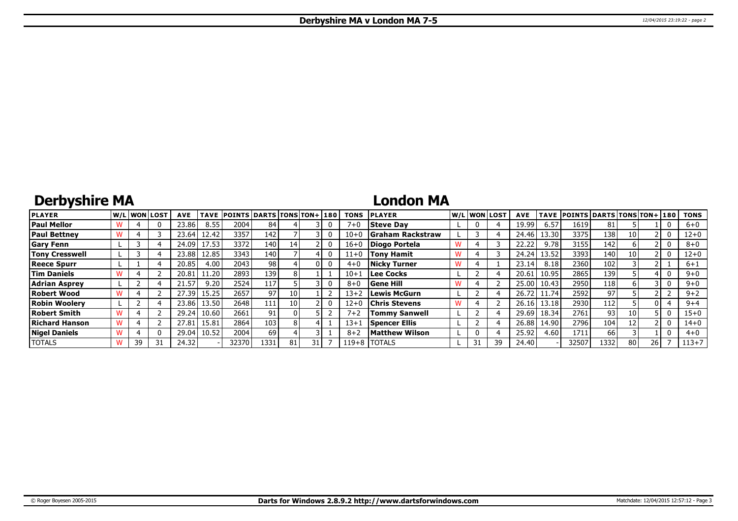# Derbyshire MA v London MA 7-5

## Derbyshire MA

| PLAYER | W/L | WON | LOST | AVE | TAVE | POINTS | DARTS | TONS | TON+ | 180 | TONS |
|---|---|---|---|---|---|---|---|---|---|---|---|
| Paul Mellor | W | 4 | 0 | 23.86 | 8.55 | 2004 | 84 | 4 | 3 | 0 | 7+0 |
| Paul Bettney | W | 4 | 3 | 23.64 | 12.42 | 3357 | 142 | 7 | 3 | 0 | 10+0 |
| Gary Fenn | L | 3 | 4 | 24.09 | 17.53 | 3372 | 140 | 14 | 2 | 0 | 16+0 |
| Tony Cresswell | L | 3 | 4 | 23.88 | 12.85 | 3343 | 140 | 7 | 4 | 0 | 11+0 |
| Reece Spurr | L | 1 | 4 | 20.85 | 4.00 | 2043 | 98 | 4 | 0 | 0 | 4+0 |
| Tim Daniels | W | 4 | 2 | 20.81 | 11.20 | 2893 | 139 | 8 | 1 | 1 | 10+1 |
| Adrian Asprey | L | 2 | 4 | 21.57 | 9.20 | 2524 | 117 | 5 | 3 | 0 | 8+0 |
| Robert Wood | W | 4 | 2 | 27.39 | 15.25 | 2657 | 97 | 10 | 1 | 2 | 13+2 |
| Robin Woolery | L | 2 | 4 | 23.86 | 13.50 | 2648 | 111 | 10 | 2 | 0 | 12+0 |
| Robert Smith | W | 4 | 2 | 29.24 | 10.60 | 2661 | 91 | 0 | 5 | 2 | 7+2 |
| Richard Hanson | W | 4 | 2 | 27.81 | 15.81 | 2864 | 103 | 8 | 4 | 1 | 13+1 |
| Nigel Daniels | W | 4 | 0 | 29.04 | 10.52 | 2004 | 69 | 4 | 3 | 1 | 8+2 |
| TOTALS | W | 39 | 31 | 24.32 | - | 32370 | 1331 | 81 | 31 | 7 | 119+8 |

## London MA

| PLAYER | W/L | WON | LOST | AVE | TAVE | POINTS | DARTS | TONS | TON+ | 180 | TONS |
|---|---|---|---|---|---|---|---|---|---|---|---|
| Steve Day | L | 0 | 4 | 19.99 | 6.57 | 1619 | 81 | 5 | 1 | 0 | 6+0 |
| Graham Rackstraw | L | 3 | 4 | 24.46 | 13.30 | 3375 | 138 | 10 | 2 | 0 | 12+0 |
| Diogo Portela | W | 4 | 3 | 22.22 | 9.78 | 3155 | 142 | 6 | 2 | 0 | 8+0 |
| Tony Hamit | W | 4 | 3 | 24.24 | 13.52 | 3393 | 140 | 10 | 2 | 0 | 12+0 |
| Nicky Turner | W | 4 | 1 | 23.14 | 8.18 | 2360 | 102 | 3 | 2 | 1 | 6+1 |
| Lee Cocks | L | 2 | 4 | 20.61 | 10.95 | 2865 | 139 | 5 | 4 | 0 | 9+0 |
| Gene Hill | W | 4 | 2 | 25.00 | 10.43 | 2950 | 118 | 6 | 3 | 0 | 9+0 |
| Lewis McGurn | L | 2 | 4 | 26.72 | 11.74 | 2592 | 97 | 5 | 2 | 2 | 9+2 |
| Chris Stevens | W | 4 | 2 | 26.16 | 13.18 | 2930 | 112 | 5 | 0 | 4 | 9+4 |
| Tommy Sanwell | L | 2 | 4 | 29.69 | 18.34 | 2761 | 93 | 10 | 5 | 0 | 15+0 |
| Spencer Ellis | L | 2 | 4 | 26.88 | 14.90 | 2796 | 104 | 12 | 2 | 0 | 14+0 |
| Matthew Wilson | L | 0 | 4 | 25.92 | 4.60 | 1711 | 66 | 3 | 1 | 0 | 4+0 |
| TOTALS | L | 31 | 39 | 24.40 | - | 32507 | 1332 | 80 | 26 | 7 | 113+7 |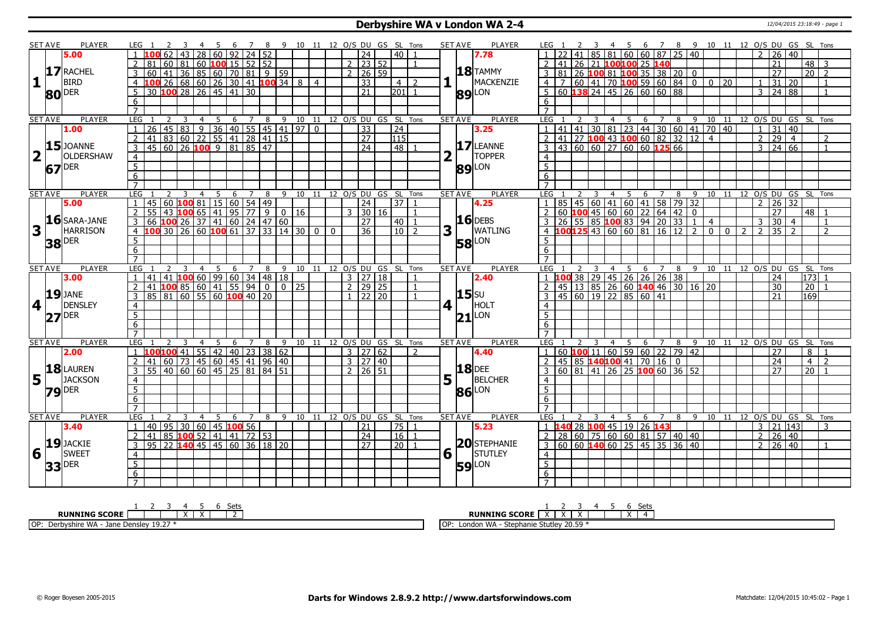# Derbyshire WA v London WA 2-4

12/04/2015 23:18:49 - page 1

| SET AVE | PLAYER | LEG | 1 | 2 | 3 | 4 | 5 | 6 | 7 | 8 | 9 | 10 | 11 | 12 | O/S | DU | GS | SL | Tons | SET AVE | PLAYER | LEG | 1 | 2 | 3 | 4 | 5 | 6 | 7 | 8 | 9 | 10 | 11 | 12 | O/S | DU | GS | SL | Tons |
|---|---|---|---|---|---|---|---|---|---|---|---|---|---|---|---|---|---|---|---|---|---|---|---|---|---|---|---|---|---|---|---|---|---|---|---|---|---|---|---|
| 5.00 | 17.80 RACHEL BIRD DER (Set 1) | 1 | 100 | 62 | 43 | 28 | 60 | 92 | 24 | 52 | | | | | | 24 | | 40 | 1 | 7.78 | 18.89 TAMMY MACKENZIE LON | 1 | 22 | 41 | 85 | 81 | 60 | 60 | 87 | 25 | 40 | | | | 2 | 26 | 40 | | |
| | | 2 | 81 | 60 | 81 | 60 | 100 | 15 | 52 | 52 | | | | | 2 | 23 | 52 | | 1 | | | 2 | 41 | 26 | 21 | 100 | 100 | 25 | 140 | | | | | | | 21 | | 48 | 3 |
| | | 3 | 60 | 41 | 36 | 85 | 60 | 70 | 81 | 9 | 59 | | | | 2 | 26 | 59 | | | | | 3 | 81 | 26 | 100 | 81 | 100 | 35 | 38 | 20 | 0 | | | | | 27 | | 20 | 2 |
| | | 4 | 100 | 26 | 68 | 60 | 26 | 30 | 41 | 100 | 34 | 8 | 4 | | | 33 | | 4 | 2 | | | 4 | 7 | 60 | 41 | 70 | 100 | 59 | 60 | 84 | 0 | 0 | 20 | | 1 | 31 | 20 | | 1 |
| | | 5 | 30 | 100 | 28 | 26 | 45 | 41 | 30 | | | | | | | 21 | | 201 | 1 | | | 5 | 60 | 138 | 24 | 45 | 26 | 60 | 60 | 88 | | | | | 3 | 24 | 88 | | 1 |
| 1.00 | 15.67 JOANNE OLDERSHAW DER (Set 2) | 1 | 26 | 45 | 83 | 9 | 36 | 40 | 55 | 45 | 41 | 97 | 0 | | | 33 | | 24 | | 3.25 | 17.89 LEANNE TOPPER LON | 1 | 41 | 41 | 30 | 81 | 23 | 44 | 30 | 60 | 41 | 70 | 40 | | 1 | 31 | 40 | | |
| | | 2 | 41 | 83 | 60 | 22 | 55 | 41 | 28 | 41 | 15 | | | | | 27 | | 115 | | | | 2 | 41 | 27 | 100 | 43 | 100 | 60 | 82 | 32 | 12 | 4 | | | 2 | 29 | 4 | | 2 |
| | | 3 | 45 | 60 | 26 | 100 | 9 | 81 | 85 | 47 | | | | | | 24 | | 48 | 1 | | | 3 | 43 | 60 | 60 | 27 | 60 | 60 | 125 | 66 | | | | | 3 | 24 | 66 | | 1 |
| 5.00 | 16.38 SARA-JANE HARRISON DER (Set 3) | 1 | 45 | 60 | 100 | 81 | 15 | 60 | 54 | 49 | | | | | | 24 | | 37 | 1 | 4.25 | 16.58 DEBS WATLING LON | 1 | 85 | 45 | 60 | 41 | 60 | 41 | 58 | 79 | 32 | | | | 2 | 26 | 32 | | |
| | | 2 | 55 | 43 | 100 | 65 | 41 | 95 | 77 | 9 | 0 | 16 | | | 3 | 30 | 16 | | 1 | | | 2 | 60 | 100 | 45 | 60 | 60 | 22 | 64 | 42 | 0 | | | | | 27 | | 48 | 1 |
| | | 3 | 66 | 100 | 26 | 37 | 41 | 60 | 24 | 47 | 60 | | | | | 27 | | 40 | 1 | | | 3 | 26 | 55 | 85 | 100 | 83 | 94 | 20 | 33 | 1 | 4 | | | 3 | 30 | 4 | | 1 |
| | | 4 | 100 | 30 | 26 | 60 | 100 | 61 | 37 | 33 | 14 | 30 | 0 | 0 | | 36 | | 10 | 2 | | | 4 | 100 | 125 | 43 | 60 | 60 | 81 | 16 | 12 | 2 | 0 | 0 | 2 | 2 | 35 | 2 | | 2 |
| 3.00 | 19.27 JANE DENSLEY DER (Set 4) | 1 | 41 | 41 | 100 | 60 | 99 | 60 | 34 | 48 | 18 | | | | 3 | 27 | 18 | | 1 | 2.40 | 15.21 SU HOLT LON | 1 | 100 | 38 | 29 | 45 | 26 | 26 | 26 | 38 | | | | | | 24 | | 173 | 1 |
| | | 2 | 41 | 100 | 85 | 60 | 41 | 55 | 94 | 0 | 0 | 25 | | | 2 | 29 | 25 | | 1 | | | 2 | 45 | 13 | 85 | 26 | 60 | 140 | 46 | 30 | 16 | 20 | | | | 30 | | 20 | 1 |
| | | 3 | 85 | 81 | 60 | 55 | 60 | 100 | 40 | 20 | | | | | 1 | 22 | 20 | | 1 | | | 3 | 45 | 60 | 19 | 22 | 85 | 60 | 41 | | | | | | | 21 | | 169 | |
| 2.00 | 18.79 LAUREN JACKSON DER (Set 5) | 1 | 100 | 100 | 41 | 55 | 42 | 40 | 23 | 38 | 62 | | | | 3 | 27 | 62 | | 2 | 4.40 | 18.86 DEE BELCHER LON | 1 | 60 | 100 | 11 | 60 | 59 | 60 | 22 | 79 | 42 | | | | | 27 | | 8 | 1 |
| | | 2 | 41 | 60 | 73 | 45 | 60 | 45 | 41 | 96 | 40 | | | | 3 | 27 | 40 | | | | | 2 | 45 | 85 | 140 | 100 | 41 | 70 | 16 | 0 | | | | | | 24 | | 4 | 2 |
| | | 3 | 55 | 40 | 60 | 60 | 45 | 25 | 81 | 84 | 51 | | | | 2 | 26 | 51 | | | | | 3 | 60 | 81 | 41 | 26 | 25 | 100 | 60 | 36 | 52 | | | | | 27 | | 20 | 1 |
| 3.40 | 19.33 JACKIE SWEET DER (Set 6) | 1 | 40 | 95 | 30 | 60 | 45 | 100 | 56 | | | | | | | 21 | | 75 | 1 | 5.23 | 20.59 STEPHANIE STUTLEY LON | 1 | 140 | 28 | 100 | 45 | 19 | 26 | 143 | | | | | | 3 | 21 | 143 | | 3 |
| | | 2 | 41 | 85 | 100 | 52 | 41 | 41 | 72 | 53 | | | | | | 24 | | 16 | 1 | | | 2 | 28 | 60 | 75 | 60 | 60 | 81 | 57 | 40 | 40 | | | | 2 | 26 | 40 | | |
| | | 3 | 95 | 22 | 140 | 45 | 45 | 60 | 36 | 18 | 20 | | | | | 27 | | 20 | 1 | | | 3 | 60 | 60 | 140 | 60 | 25 | 45 | 35 | 36 | 40 | | | | 2 | 26 | 40 | | 1 |

| RUNNING SCORE | 1 | 2 | 3 | 4 | 5 | 6 | Sets |
|---|---|---|---|---|---|---|---|
| Derbyshire WA | | | X | X | | | 2 |
| London WA | X | X | | | | X | 4 |

OP: Derbyshire WA - Jane Densley 19.27 *

OP: London WA - Stephanie Stutley 20.59 *

© Roger Boyesen 2005-2015 — **Darts for Windows 2.8.9.2 http://www.dartsforwindows.com** — Matchdate: 12/04/2015 10:45:02 - Page 1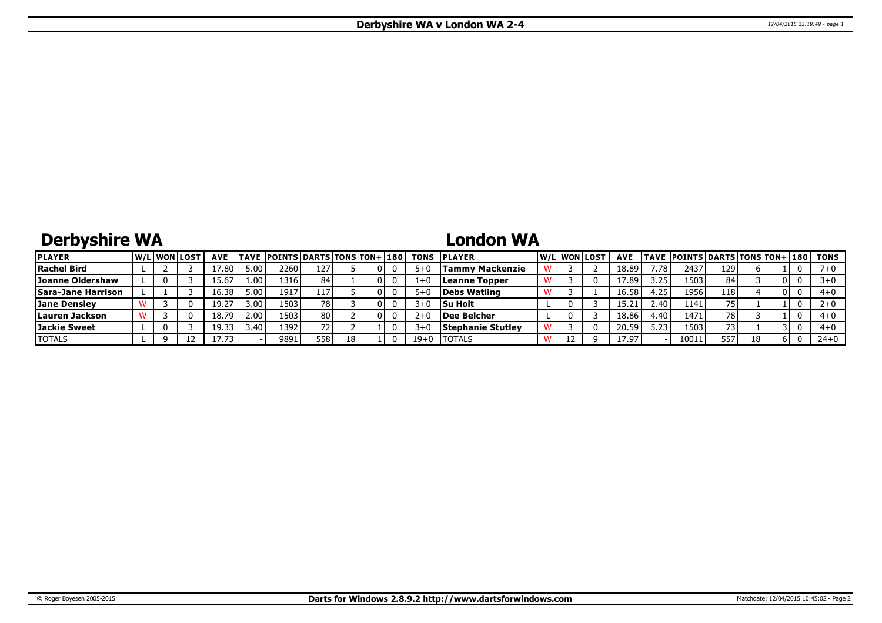# Derbyshire WA v London WA 2-4

## Derbyshire WA

| PLAYER | W/L | WON | LOST | AVE | TAVE | POINTS | DARTS | TONS | TON+ | 180 | TONS |
|---|---|---|---|---|---|---|---|---|---|---|---|
| Rachel Bird | L | 2 | 3 | 17.80 | 5.00 | 2260 | 127 | 5 | 0 | 0 | 5+0 |
| Joanne Oldershaw | L | 0 | 3 | 15.67 | 1.00 | 1316 | 84 | 1 | 0 | 0 | 1+0 |
| Sara-Jane Harrison | L | 1 | 3 | 16.38 | 5.00 | 1917 | 117 | 5 | 0 | 0 | 5+0 |
| Jane Densley | W | 3 | 0 | 19.27 | 3.00 | 1503 | 78 | 3 | 0 | 0 | 3+0 |
| Lauren Jackson | W | 3 | 0 | 18.79 | 2.00 | 1503 | 80 | 2 | 0 | 0 | 2+0 |
| Jackie Sweet | L | 0 | 3 | 19.33 | 3.40 | 1392 | 72 | 2 | 1 | 0 | 3+0 |
| TOTALS | L | 9 | 12 | 17.73 | - | 9891 | 558 | 18 | 1 | 0 | 19+0 |

## London WA

| PLAYER | W/L | WON | LOST | AVE | TAVE | POINTS | DARTS | TONS | TON+ | 180 | TONS |
|---|---|---|---|---|---|---|---|---|---|---|---|
| Tammy Mackenzie | W | 3 | 2 | 18.89 | 7.78 | 2437 | 129 | 6 | 1 | 0 | 7+0 |
| Leanne Topper | W | 3 | 0 | 17.89 | 3.25 | 1503 | 84 | 3 | 0 | 0 | 3+0 |
| Debs Watling | W | 3 | 1 | 16.58 | 4.25 | 1956 | 118 | 4 | 0 | 0 | 4+0 |
| Su Holt | L | 0 | 3 | 15.21 | 2.40 | 1141 | 75 | 1 | 1 | 0 | 2+0 |
| Dee Belcher | L | 0 | 3 | 18.86 | 4.40 | 1471 | 78 | 3 | 1 | 0 | 4+0 |
| Stephanie Stutley | W | 3 | 0 | 20.59 | 5.23 | 1503 | 73 | 1 | 3 | 0 | 4+0 |
| TOTALS | W | 12 | 9 | 17.97 | - | 10011 | 557 | 18 | 6 | 0 | 24+0 |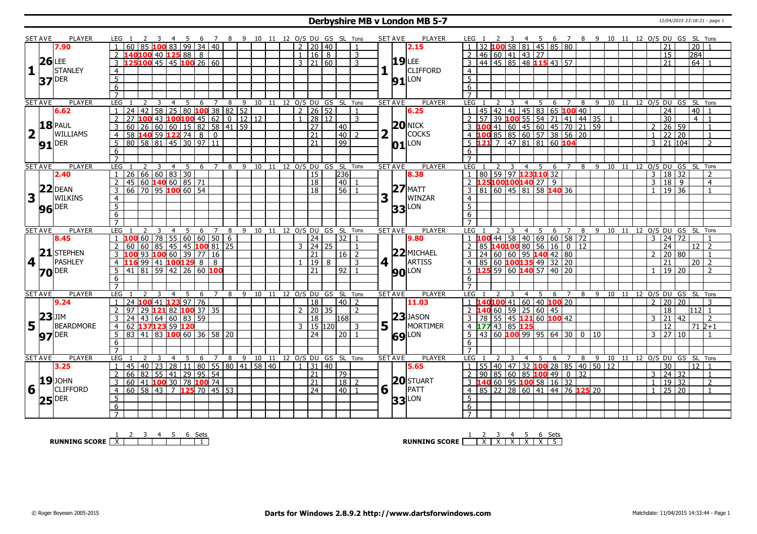# Derbyshire MB v London MB 5-7

12/04/2015 23:18:21 - page 1

| SET AVE | PLAYER | LEG | 1 | 2 | 3 | 4 | 5 | 6 | 7 | 8 | 9 | 10 | 11 | 12 | O/S | DU | GS | SL | Tons | SET AVE | PLAYER | LEG | 1 | 2 | 3 | 4 | 5 | 6 | 7 | 8 | 9 | 10 | 11 | 12 | O/S | DU | GS | SL | Tons |
|---|---|---|---|---|---|---|---|---|---|---|---|---|---|---|---|---|---|---|---|---|---|---|---|---|---|---|---|---|---|---|---|---|---|---|---|---|---|---|---|
| 1 | 7.90 26 LEE STANLEY 37 DER | 1 | 60 | 85 | 100 | 83 | 99 | 34 | 40 | | | | | | 2 | 20 | 40 | | 1 | 1 | 2.15 19 LEE CLIFFORD 91 LON | 1 | 32 | 100 | 58 | 81 | 45 | 85 | 80 | | | | | | | 21 | | 20 | 1 |
| | | 2 | 140 | 100 | 40 | 125 | 88 | 8 | | | | | | | 1 | 16 | 8 | | 3 | | | 2 | 46 | 60 | 41 | 43 | 27 | | | | | | | | | 15 | | 284 | |
| | | 3 | 125 | 100 | 45 | 45 | 100 | 26 | 60 | | | | | | 3 | 21 | 60 | | 3 | | | 3 | 44 | 45 | 85 | 48 | 115 | 43 | 57 | | | | | | | 21 | | 64 | 1 |
| 2 | 6.62 18 PAUL WILLIAMS 91 DER | 1 | 24 | 42 | 58 | 25 | 80 | 100 | 38 | 82 | 52 | | | | 2 | 26 | 52 | | 1 | 2 | 6.25 20 NICK COCKS 01 LON | 1 | 45 | 42 | 41 | 45 | 83 | 65 | 100 | 40 | | | | | | 24 | | 40 | 1 |
| | | 2 | 27 | 100 | 43 | 100 | 100 | 45 | 62 | 0 | 12 | 12 | | | 1 | 28 | 12 | | 3 | | | 2 | 57 | 39 | 100 | 55 | 54 | 71 | 41 | 44 | 35 | 1 | | | | 30 | | 4 | 1 |
| | | 3 | 60 | 26 | 60 | 60 | 15 | 82 | 58 | 41 | 59 | | | | | 27 | | 40 | | | | 3 | 100 | 41 | 60 | 45 | 60 | 45 | 70 | 21 | 59 | | | | 2 | 26 | 59 | | 1 |
| | | 4 | 58 | 140 | 59 | 122 | 74 | 8 | 0 | | | | | | | 21 | | 40 | 2 | | | 4 | 100 | 85 | 85 | 60 | 57 | 38 | 56 | 20 | | | | | 1 | 22 | 20 | | 1 |
| | | 5 | 80 | 58 | 81 | 45 | 30 | 97 | 11 | | | | | | | 21 | | 99 | | | | 5 | 121 | 7 | 47 | 81 | 81 | 60 | 104 | | | | | | 3 | 21 | 104 | | 2 |
| 3 | 2.40 22 DEAN WILKINS 96 DER | 1 | 26 | 66 | 60 | 83 | 30 | | | | | | | | | 15 | | 236 | | 3 | 8.38 27 MATT WINZAR 33 LON | 1 | 80 | 59 | 97 | 123 | 110 | 32 | | | | | | | 3 | 18 | 32 | | 2 |
| | | 2 | 45 | 60 | 140 | 60 | 85 | 71 | | | | | | | | 18 | | 40 | 1 | | | 2 | 125 | 100 | 100 | 140 | 27 | 9 | | | | | | | 3 | 18 | 9 | | 4 |
| | | 3 | 66 | 70 | 95 | 100 | 60 | 54 | | | | | | | | 18 | | 56 | 1 | | | 3 | 81 | 60 | 45 | 81 | 58 | 140 | 36 | | | | | | 1 | 19 | 36 | | 1 |
| 4 | 8.45 21 STEPHEN PASHLEY 70 DER | 1 | 100 | 60 | 78 | 55 | 60 | 60 | 50 | 6 | | | | | | 24 | | 32 | 1 | 4 | 9.80 22 MICHAEL ARTISS 90 LON | 1 | 100 | 44 | 58 | 40 | 69 | 60 | 58 | 72 | | | | | 3 | 24 | 72 | | 1 |
| | | 2 | 60 | 60 | 85 | 45 | 45 | 100 | 81 | 25 | | | | | 3 | 24 | 25 | | 1 | | | 2 | 85 | 140 | 100 | 80 | 56 | 16 | 0 | 12 | | | | | | 24 | | 12 | 2 |
| | | 3 | 100 | 93 | 100 | 60 | 39 | 77 | 16 | | | | | | | 21 | | 16 | 2 | | | 3 | 24 | 60 | 60 | 95 | 140 | 42 | 80 | | | | | | 2 | 20 | 80 | | 1 |
| | | 4 | 116 | 99 | 41 | 100 | 129 | 8 | 8 | | | | | | 1 | 19 | 8 | | 3 | | | 4 | 85 | 60 | 100 | 135 | 49 | 32 | 20 | | | | | | | 21 | | 20 | 2 |
| | | 5 | 41 | 81 | 59 | 42 | 26 | 60 | 100 | | | | | | | 21 | | 92 | 1 | | | 5 | 125 | 59 | 60 | 140 | 57 | 40 | 20 | | | | | | 1 | 19 | 20 | | 2 |
| 5 | 9.24 23 JIM BEARDMORE 97 DER | 1 | 24 | 100 | 41 | 123 | 97 | 76 | | | | | | | | 18 | | 40 | 2 | 5 | 11.03 23 JASON MORTIMER 69 LON | 1 | 140 | 100 | 41 | 60 | 40 | 100 | 20 | | | | | | 2 | 20 | 20 | | 3 |
| | | 2 | 97 | 29 | 121 | 82 | 100 | 37 | 35 | | | | | | 2 | 20 | 35 | | 2 | | | 2 | 140 | 60 | 59 | 25 | 60 | 45 | | | | | | | | 18 | | 112 | 1 |
| | | 3 | 24 | 43 | 64 | 60 | 83 | 59 | | | | | | | | 18 | | 168 | | | | 3 | 78 | 55 | 45 | 121 | 60 | 100 | 42 | | | | | | 3 | 21 | 42 | | 2 |
| | | 4 | 62 | 137 | 123 | 59 | 120 | | | | | | | | 3 | 15 | 120 | | 3 | | | 4 | 177 | 43 | 85 | 125 | | | | | | | | | | 12 | | 71 | 2+1 |
| | | 5 | 83 | 41 | 83 | 100 | 60 | 36 | 58 | 20 | | | | | | 24 | | 20 | 1 | | | 5 | 43 | 60 | 100 | 99 | 95 | 64 | 30 | 0 | 10 | | | | 3 | 27 | 10 | | 1 |
| 6 | 3.25 19 JOHN CLIFFORD 25 DER | 1 | 45 | 40 | 23 | 28 | 11 | 80 | 55 | 80 | 41 | 58 | 40 | | 1 | 31 | 40 | | | 6 | 5.65 20 STUART PATT 33 LON | 1 | 55 | 40 | 47 | 32 | 100 | 28 | 85 | 40 | 50 | 12 | | | | 30 | | 12 | 1 |
| | | 2 | 66 | 82 | 55 | 41 | 29 | 95 | 54 | | | | | | | 21 | | 79 | | | | 2 | 90 | 85 | 60 | 85 | 100 | 49 | 0 | 32 | | | | | 3 | 24 | 32 | | 1 |
| | | 3 | 60 | 41 | 100 | 30 | 78 | 100 | 74 | | | | | | | 21 | | 18 | 2 | | | 3 | 140 | 60 | 95 | 100 | 58 | 16 | 32 | | | | | | 1 | 19 | 32 | | 2 |
| | | 4 | 60 | 58 | 43 | 7 | 125 | 70 | 45 | 53 | | | | | | 24 | | 40 | 1 | | | 4 | 85 | 22 | 28 | 60 | 41 | 44 | 76 | 125 | 20 | | | | 1 | 25 | 20 | | 1 |

| RUNNING SCORE | 1 | 2 | 3 | 4 | 5 | 6 | Sets |
|---|---|---|---|---|---|---|---|
| Derbyshire MB | X | | | | | | 1 |
| London MB | | X | X | X | X | X | 5 |

© Roger Boyesen 2005-2015 — **Darts for Windows 2.8.9.2 http://www.dartsforwindows.com** — Matchdate: 11/04/2015 14:33:44 - Page 1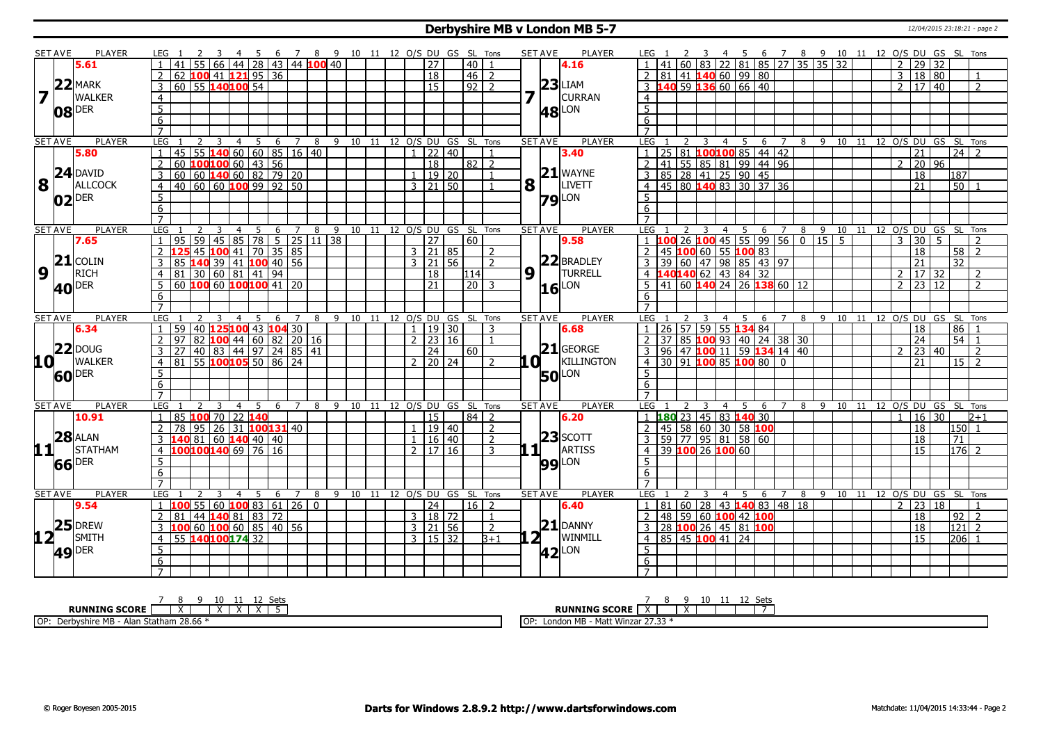# Derbyshire MB v London MB 5-7

| SET AVE | PLAYER | LEG | 1 | 2 | 3 | 4 | 5 | 6 | 7 | 8 | 9 | 10 | 11 | 12 | O/S | DU | GS | SL | Tons | SET AVE | PLAYER | LEG | 1 | 2 | 3 | 4 | 5 | 6 | 7 | 8 | 9 | 10 | 11 | 12 | O/S | DU | GS | SL | Tons |
|---|---|---|---|---|---|---|---|---|---|---|---|---|---|---|---|---|---|---|---|---|---|---|---|---|---|---|---|---|---|---|---|---|---|---|---|---|---|---|---|
| 5.61 | | 1 | 41 | 55 | 66 | 44 | 28 | 43 | 44 | 100 | 40 | | | | | 27 | | 40 | 1 | 4.16 | | 1 | 41 | 60 | 83 | 22 | 81 | 85 | 27 | 35 | 35 | 32 | | | 2 | 29 | 32 | | |
| 22 | MARK | 2 | 62 | 100 | 41 | 121 | 95 | 36 | | | | | | | | 18 | | 46 | 2 | 23 | LIAM | 2 | 81 | 41 | 140 | 60 | 99 | 80 | | | | | | | 3 | 18 | 80 | | 1 |
| 7 | WALKER | 3 | 60 | 55 | 140 | 100 | 54 | | | | | | | | | 15 | | 92 | 2 | 7 | CURRAN | 3 | 140 | 59 | 136 | 60 | 66 | 40 | | | | | | | 2 | 17 | 40 | | 2 |
| 08 | DER | 4 | | | | | | | | | | | | | | | | | | 48 | LON | 4 | | | | | | | | | | | | | | | | | |
| | | 5 | | | | | | | | | | | | | | | | | | | | 5 | | | | | | | | | | | | | | | | | |
| | | 6 | | | | | | | | | | | | | | | | | | | | 6 | | | | | | | | | | | | | | | | | |
| | | 7 | | | | | | | | | | | | | | | | | | | | 7 | | | | | | | | | | | | | | | | | |
| 5.80 | | 1 | 45 | 55 | 140 | 60 | 60 | 85 | 16 | 40 | | | | | 1 | 22 | 40 | | 1 | 3.40 | | 1 | 25 | 81 | 100 | 100 | 85 | 44 | 42 | | | | | | | 21 | | 24 | 2 |
| 24 | DAVID | 2 | 60 | 100 | 100 | 60 | 43 | 56 | | | | | | | | 18 | | 82 | 2 | 21 | WAYNE | 2 | 41 | 55 | 85 | 81 | 99 | 44 | 96 | | | | | | 2 | 20 | 96 | | |
| 8 | ALLCOCK | 3 | 60 | 60 | 140 | 60 | 82 | 79 | 20 | | | | | | 1 | 19 | 20 | | 1 | 8 | LIVETT | 3 | 85 | 28 | 41 | 25 | 90 | 45 | | | | | | | | 18 | | 187 | |
| 02 | DER | 4 | 40 | 60 | 60 | 100 | 99 | 92 | 50 | | | | | | 3 | 21 | 50 | | 1 | 79 | LON | 4 | 45 | 80 | 140 | 83 | 30 | 37 | 36 | | | | | | | 21 | | 50 | 1 |
| | | 5 | | | | | | | | | | | | | | | | | | | | 5 | | | | | | | | | | | | | | | | | |
| | | 6 | | | | | | | | | | | | | | | | | | | | 6 | | | | | | | | | | | | | | | | | |
| | | 7 | | | | | | | | | | | | | | | | | | | | 7 | | | | | | | | | | | | | | | | | |
| 7.65 | | 1 | 95 | 59 | 45 | 85 | 78 | 5 | 25 | 11 | 38 | | | | | 27 | | 60 | | 9.58 | | 1 | 100 | 26 | 100 | 45 | 55 | 99 | 56 | 0 | 15 | 5 | | | 3 | 30 | 5 | | 2 |
| 21 | COLIN | 2 | 125 | 45 | 100 | 41 | 70 | 35 | 85 | | | | | | 3 | 21 | 85 | | 2 | 22 | BRADLEY | 2 | 45 | 100 | 60 | 55 | 100 | 83 | | | | | | | | 18 | | 58 | 2 |
| 9 | RICH | 3 | 85 | 140 | 39 | 41 | 100 | 40 | 56 | | | | | | 3 | 21 | 56 | | 2 | 9 | TURRELL | 3 | 39 | 60 | 47 | 98 | 85 | 43 | 97 | | | | | | | 21 | | 32 | |
| 40 | DER | 4 | 81 | 30 | 60 | 81 | 41 | 94 | | | | | | | | 18 | | 114 | | 16 | LON | 4 | 140 | 140 | 62 | 43 | 84 | 32 | | | | | | | 2 | 17 | 32 | | 2 |
| | | 5 | 60 | 100 | 60 | 100 | 100 | 41 | 20 | | | | | | | 21 | | 20 | 3 | | | 5 | 41 | 60 | 140 | 24 | 26 | 138 | 60 | 12 | | | | | 2 | 23 | 12 | | 2 |
| | | 6 | | | | | | | | | | | | | | | | | | | | 6 | | | | | | | | | | | | | | | | | |
| | | 7 | | | | | | | | | | | | | | | | | | | | 7 | | | | | | | | | | | | | | | | | |
| 6.34 | | 1 | 59 | 40 | 125 | 100 | 43 | 104 | 30 | | | | | | 1 | 19 | 30 | | 3 | 6.68 | | 1 | 26 | 57 | 59 | 55 | 134 | 84 | | | | | | | | 18 | | 86 | 1 |
| 22 | DOUG | 2 | 97 | 82 | 100 | 44 | 60 | 82 | 20 | 16 | | | | | 2 | 23 | 16 | | 1 | 21 | GEORGE | 2 | 37 | 85 | 100 | 93 | 40 | 24 | 38 | 30 | | | | | | 24 | | 54 | 1 |
| 10 | WALKER | 3 | 27 | 40 | 83 | 44 | 97 | 24 | 85 | 41 | | | | | | 24 | | 60 | | 10 | KILLINGTON | 3 | 96 | 47 | 100 | 11 | 59 | 134 | 14 | 40 | | | | | 2 | 23 | 40 | | 2 |
| 60 | DER | 4 | 81 | 55 | 100 | 105 | 50 | 86 | 24 | | | | | | 2 | 20 | 24 | | 2 | 50 | LON | 4 | 30 | 91 | 100 | 85 | 100 | 80 | 0 | | | | | | | 21 | | 15 | 2 |
| | | 5 | | | | | | | | | | | | | | | | | | | | 5 | | | | | | | | | | | | | | | | | |
| | | 6 | | | | | | | | | | | | | | | | | | | | 6 | | | | | | | | | | | | | | | | | |
| | | 7 | | | | | | | | | | | | | | | | | | | | 7 | | | | | | | | | | | | | | | | | |
| 10.91 | | 1 | 85 | 100 | 70 | 22 | 140 | | | | | | | | | 15 | | 84 | 2 | 6.20 | | 1 | 180 | 23 | 45 | 83 | 140 | 30 | | | | | | | 1 | 16 | 30 | | 2+1 |
| 28 | ALAN | 2 | 78 | 95 | 26 | 31 | 100 | 131 | 40 | | | | | | 1 | 19 | 40 | | 2 | 23 | SCOTT | 2 | 45 | 58 | 60 | 30 | 58 | 100 | | | | | | | | 18 | | 150 | 1 |
| 11 | STATHAM | 3 | 140 | 81 | 60 | 140 | 40 | 40 | | | | | | | 1 | 16 | 40 | | 2 | 11 | ARTISS | 3 | 59 | 77 | 95 | 81 | 58 | 60 | | | | | | | | 18 | | 71 | |
| 66 | DER | 4 | 100 | 100 | 140 | 69 | 76 | 16 | | | | | | | 2 | 17 | 16 | | 3 | 99 | LON | 4 | 39 | 100 | 26 | 100 | 60 | | | | | | | | | 15 | | 176 | 2 |
| | | 5 | | | | | | | | | | | | | | | | | | | | 5 | | | | | | | | | | | | | | | | | |
| | | 6 | | | | | | | | | | | | | | | | | | | | 6 | | | | | | | | | | | | | | | | | |
| | | 7 | | | | | | | | | | | | | | | | | | | | 7 | | | | | | | | | | | | | | | | | |
| 9.54 | | 1 | 100 | 55 | 60 | 100 | 83 | 61 | 26 | 0 | | | | | | 24 | | 16 | 2 | 6.40 | | 1 | 81 | 60 | 28 | 43 | 140 | 83 | 48 | 18 | | | | | 2 | 23 | 18 | | 1 |
| 25 | DREW | 2 | 81 | 44 | 140 | 81 | 83 | 72 | | | | | | | 3 | 18 | 72 | | 1 | 21 | DANNY | 2 | 48 | 59 | 60 | 100 | 42 | 100 | | | | | | | | 18 | | 92 | 2 |
| 12 | SMITH | 3 | 100 | 60 | 100 | 60 | 85 | 40 | 56 | | | | | | 3 | 21 | 56 | | 2 | 12 | WINMILL | 3 | 28 | 100 | 26 | 45 | 81 | 100 | | | | | | | | 18 | | 121 | 2 |
| 49 | DER | 4 | 55 | 140 | 100 | 174 | 32 | | | | | | | | 3 | 15 | 32 | | 3+1 | 42 | LON | 4 | 85 | 45 | 100 | 41 | 24 | | | | | | | | | 15 | | 206 | 1 |
| | | 5 | | | | | | | | | | | | | | | | | | | | 5 | | | | | | | | | | | | | | | | | |
| | | 6 | | | | | | | | | | | | | | | | | | | | 6 | | | | | | | | | | | | | | | | | |
| | | 7 | | | | | | | | | | | | | | | | | | | | 7 | | | | | | | | | | | | | | | | | |

| RUNNING SCORE | 7 | 8 | 9 | 10 | 11 | 12 | Sets |
|---|---|---|---|---|---|---|---|
| Derbyshire MB | | X | | X | X | X | 5 |
| London MB | X | | X | | | | 7 |

OP: Derbyshire MB - Alan Statham 28.66 *

OP: London MB - Matt Winzar 27.33 *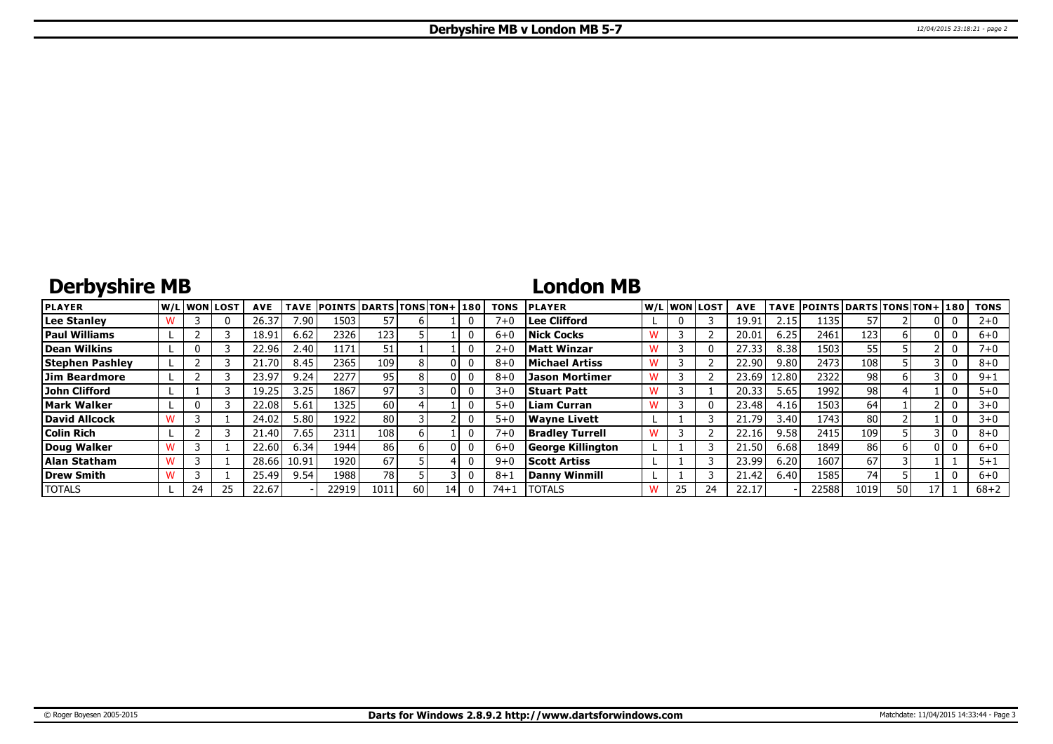# Derbyshire MB v London MB 5-7

## Derbyshire MB

| PLAYER | W/L | WON | LOST | AVE | TAVE | POINTS | DARTS | TONS | TON+ | 180 | TONS |
|---|---|---|---|---|---|---|---|---|---|---|---|
| Lee Stanley | W | 3 | 0 | 26.37 | 7.90 | 1503 | 57 | 6 | 1 | 0 | 7+0 |
| Paul Williams | L | 2 | 3 | 18.91 | 6.62 | 2326 | 123 | 5 | 1 | 0 | 6+0 |
| Dean Wilkins | L | 0 | 3 | 22.96 | 2.40 | 1171 | 51 | 1 | 1 | 0 | 2+0 |
| Stephen Pashley | L | 2 | 3 | 21.70 | 8.45 | 2365 | 109 | 8 | 0 | 0 | 8+0 |
| Jim Beardmore | L | 2 | 3 | 23.97 | 9.24 | 2277 | 95 | 8 | 0 | 0 | 8+0 |
| John Clifford | L | 1 | 3 | 19.25 | 3.25 | 1867 | 97 | 3 | 0 | 0 | 3+0 |
| Mark Walker | L | 0 | 3 | 22.08 | 5.61 | 1325 | 60 | 4 | 1 | 0 | 5+0 |
| David Allcock | W | 3 | 1 | 24.02 | 5.80 | 1922 | 80 | 3 | 2 | 0 | 5+0 |
| Colin Rich | L | 2 | 3 | 21.40 | 7.65 | 2311 | 108 | 6 | 1 | 0 | 7+0 |
| Doug Walker | W | 3 | 1 | 22.60 | 6.34 | 1944 | 86 | 6 | 0 | 0 | 6+0 |
| Alan Statham | W | 3 | 1 | 28.66 | 10.91 | 1920 | 67 | 5 | 4 | 0 | 9+0 |
| Drew Smith | W | 3 | 1 | 25.49 | 9.54 | 1988 | 78 | 5 | 3 | 0 | 8+1 |
| TOTALS | L | 24 | 25 | 22.67 | - | 22919 | 1011 | 60 | 14 | 0 | 74+1 |

## London MB

| PLAYER | W/L | WON | LOST | AVE | TAVE | POINTS | DARTS | TONS | TON+ | 180 | TONS |
|---|---|---|---|---|---|---|---|---|---|---|---|
| Lee Clifford | L | 0 | 3 | 19.91 | 2.15 | 1135 | 57 | 2 | 0 | 0 | 2+0 |
| Nick Cocks | W | 3 | 2 | 20.01 | 6.25 | 2461 | 123 | 6 | 0 | 0 | 6+0 |
| Matt Winzar | W | 3 | 0 | 27.33 | 8.38 | 1503 | 55 | 5 | 2 | 0 | 7+0 |
| Michael Artiss | W | 3 | 2 | 22.90 | 9.80 | 2473 | 108 | 5 | 3 | 0 | 8+0 |
| Jason Mortimer | W | 3 | 2 | 23.69 | 12.80 | 2322 | 98 | 6 | 3 | 0 | 9+1 |
| Stuart Patt | W | 3 | 1 | 20.33 | 5.65 | 1992 | 98 | 4 | 1 | 0 | 5+0 |
| Liam Curran | W | 3 | 0 | 23.48 | 4.16 | 1503 | 64 | 1 | 2 | 0 | 3+0 |
| Wayne Livett | L | 1 | 3 | 21.79 | 3.40 | 1743 | 80 | 2 | 1 | 0 | 3+0 |
| Bradley Turrell | W | 3 | 2 | 22.16 | 9.58 | 2415 | 109 | 5 | 3 | 0 | 8+0 |
| George Killington | L | 1 | 3 | 21.50 | 6.68 | 1849 | 86 | 6 | 0 | 0 | 6+0 |
| Scott Artiss | L | 1 | 3 | 23.99 | 6.20 | 1607 | 67 | 3 | 1 | 1 | 5+1 |
| Danny Winmill | L | 1 | 3 | 21.42 | 6.40 | 1585 | 74 | 5 | 1 | 0 | 6+0 |
| TOTALS | W | 25 | 24 | 22.17 | - | 22588 | 1019 | 50 | 17 | 1 | 68+2 |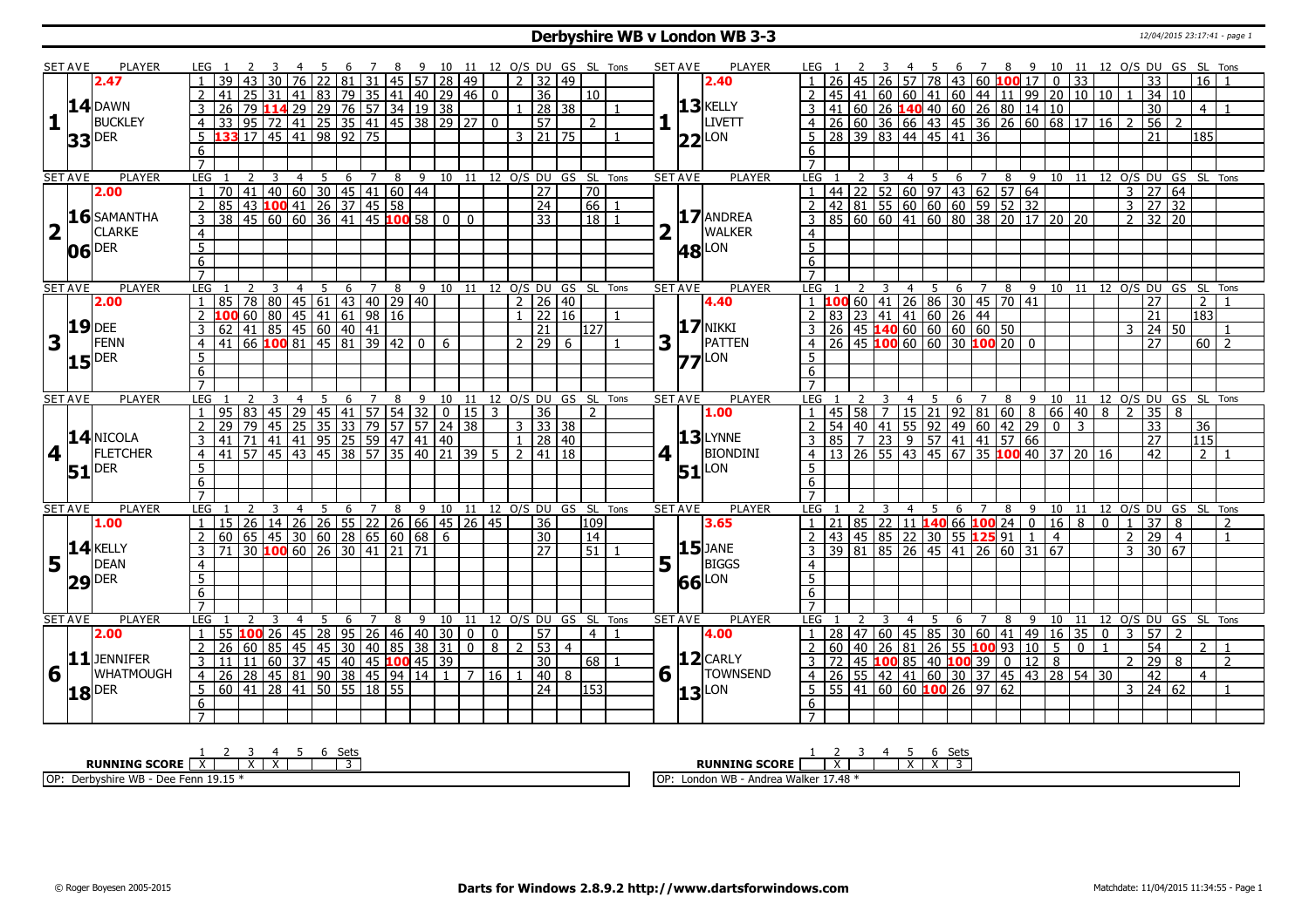# Derbyshire WB v London WB 3-3

12/04/2015 23:17:41 - page 1

## Set 1

| SET AVE | PLAYER | LEG | 1 | 2 | 3 | 4 | 5 | 6 | 7 | 8 | 9 | 10 | 11 | 12 | O/S | DU | GS | SL | Tons |
|---|---|---|---|---|---|---|---|---|---|---|---|---|---|---|---|---|---|---|---|
| 2.47 | 14 DAWN BUCKLEY 33 DER | 1 | 39 | 43 | 30 | 76 | 22 | 81 | 31 | 45 | 57 | 28 | 49 | | 2 | 32 | 49 | | |
| | | 2 | 41 | 25 | 31 | 41 | 83 | 79 | 35 | 41 | 40 | 29 | 46 | 0 | | 36 | | 10 | |
| | | 3 | 26 | 79 | 114 | 29 | 29 | 76 | 57 | 34 | 19 | 38 | | | 1 | 28 | 38 | | 1 |
| | | 4 | 33 | 95 | 72 | 41 | 25 | 35 | 41 | 45 | 38 | 29 | 27 | 0 | | 57 | | 2 | |
| | | 5 | 133 | 17 | 45 | 41 | 98 | 92 | 75 | | | | | | 3 | 21 | 75 | | 1 |
| | | 6 | | | | | | | | | | | | | | | | | |
| | | 7 | | | | | | | | | | | | | | | | | |

| SET AVE | PLAYER | LEG | 1 | 2 | 3 | 4 | 5 | 6 | 7 | 8 | 9 | 10 | 11 | 12 | O/S | DU | GS | SL | Tons |
|---|---|---|---|---|---|---|---|---|---|---|---|---|---|---|---|---|---|---|---|
| 2.40 | 13 KELLY LIVETT 22 LON | 1 | 26 | 45 | 26 | 57 | 78 | 43 | 60 | 100 | 17 | 0 | 33 | | | 33 | | 16 | 1 |
| | | 2 | 45 | 41 | 60 | 60 | 41 | 60 | 44 | 11 | 99 | 20 | 10 | 10 | 1 | 34 | 10 | | |
| | | 3 | 41 | 60 | 26 | 140 | 40 | 60 | 26 | 80 | 14 | 10 | | | | 30 | | 4 | 1 |
| | | 4 | 26 | 60 | 36 | 66 | 43 | 45 | 36 | 26 | 60 | 68 | 17 | 16 | 2 | 56 | 2 | | |
| | | 5 | 28 | 39 | 83 | 44 | 45 | 41 | 36 | | | | | | | 21 | | 185 | |
| | | 6 | | | | | | | | | | | | | | | | | |
| | | 7 | | | | | | | | | | | | | | | | | |

## Set 2

| SET AVE | PLAYER | LEG | 1 | 2 | 3 | 4 | 5 | 6 | 7 | 8 | 9 | 10 | 11 | 12 | O/S | DU | GS | SL | Tons |
|---|---|---|---|---|---|---|---|---|---|---|---|---|---|---|---|---|---|---|---|
| 2.00 | 16 SAMANTHA CLARKE 06 DER | 1 | 70 | 41 | 40 | 60 | 30 | 45 | 41 | 60 | 44 | | | | | 27 | | 70 | |
| | | 2 | 85 | 43 | 100 | 41 | 26 | 37 | 45 | 58 | | | | | | 24 | | 66 | 1 |
| | | 3 | 38 | 45 | 60 | 60 | 36 | 41 | 45 | 100 | 58 | 0 | 0 | | | 33 | | 18 | 1 |
| | | 4 | | | | | | | | | | | | | | | | | |
| | | 5 | | | | | | | | | | | | | | | | | |
| | | 6 | | | | | | | | | | | | | | | | | |
| | | 7 | | | | | | | | | | | | | | | | | |

| SET AVE | PLAYER | LEG | 1 | 2 | 3 | 4 | 5 | 6 | 7 | 8 | 9 | 10 | 11 | 12 | O/S | DU | GS | SL | Tons |
|---|---|---|---|---|---|---|---|---|---|---|---|---|---|---|---|---|---|---|---|
| | 17 ANDREA WALKER 48 LON | 1 | 44 | 22 | 52 | 60 | 97 | 43 | 62 | 57 | 64 | | | | 3 | 27 | 64 | | |
| | | 2 | 42 | 81 | 55 | 60 | 60 | 60 | 59 | 52 | 32 | | | | 3 | 27 | 32 | | |
| | | 3 | 85 | 60 | 60 | 41 | 60 | 80 | 38 | 20 | 17 | 20 | 20 | | 2 | 32 | 20 | | |
| | | 4 | | | | | | | | | | | | | | | | | |
| | | 5 | | | | | | | | | | | | | | | | | |
| | | 6 | | | | | | | | | | | | | | | | | |
| | | 7 | | | | | | | | | | | | | | | | | |

## Set 3

| SET AVE | PLAYER | LEG | 1 | 2 | 3 | 4 | 5 | 6 | 7 | 8 | 9 | 10 | 11 | 12 | O/S | DU | GS | SL | Tons |
|---|---|---|---|---|---|---|---|---|---|---|---|---|---|---|---|---|---|---|---|
| 2.00 | 19 DEE FENN 15 DER | 1 | 85 | 78 | 80 | 45 | 61 | 43 | 40 | 29 | 40 | | | | 2 | 26 | 40 | | |
| | | 2 | 100 | 60 | 80 | 45 | 41 | 61 | 98 | 16 | | | | | 1 | 22 | 16 | | 1 |
| | | 3 | 62 | 41 | 85 | 45 | 60 | 40 | 41 | | | | | | | 21 | | 127 | |
| | | 4 | 41 | 66 | 100 | 81 | 45 | 81 | 39 | 42 | 0 | 6 | | | 2 | 29 | 6 | | 1 |
| | | 5 | | | | | | | | | | | | | | | | | |
| | | 6 | | | | | | | | | | | | | | | | | |
| | | 7 | | | | | | | | | | | | | | | | | |

| SET AVE | PLAYER | LEG | 1 | 2 | 3 | 4 | 5 | 6 | 7 | 8 | 9 | 10 | 11 | 12 | O/S | DU | GS | SL | Tons |
|---|---|---|---|---|---|---|---|---|---|---|---|---|---|---|---|---|---|---|---|
| 4.40 | 17 NIKKI PATTEN 77 LON | 1 | 100 | 60 | 41 | 26 | 86 | 30 | 45 | 70 | 41 | | | | | 27 | | 2 | 1 |
| | | 2 | 83 | 23 | 41 | 41 | 60 | 26 | 44 | | | | | | | 21 | | 183 | |
| | | 3 | 26 | 45 | 140 | 60 | 60 | 60 | 60 | 50 | | | | | 3 | 24 | 50 | | 1 |
| | | 4 | 26 | 45 | 100 | 60 | 60 | 30 | 100 | 20 | 0 | | | | | 27 | | 60 | 2 |
| | | 5 | | | | | | | | | | | | | | | | | |
| | | 6 | | | | | | | | | | | | | | | | | |
| | | 7 | | | | | | | | | | | | | | | | | |

## Set 4

| SET AVE | PLAYER | LEG | 1 | 2 | 3 | 4 | 5 | 6 | 7 | 8 | 9 | 10 | 11 | 12 | O/S | DU | GS | SL | Tons |
|---|---|---|---|---|---|---|---|---|---|---|---|---|---|---|---|---|---|---|---|
| | 14 NICOLA FLETCHER 51 DER | 1 | 95 | 83 | 45 | 29 | 45 | 41 | 57 | 54 | 32 | 0 | 15 | 3 | | 36 | | 2 | |
| | | 2 | 29 | 79 | 45 | 25 | 35 | 33 | 79 | 57 | 57 | 24 | 38 | | 3 | 33 | 38 | | |
| | | 3 | 41 | 71 | 41 | 41 | 95 | 25 | 59 | 47 | 41 | 40 | | | 1 | 28 | 40 | | |
| | | 4 | 41 | 57 | 45 | 43 | 45 | 38 | 57 | 35 | 40 | 21 | 39 | 5 | 2 | 41 | 18 | | |
| | | 5 | | | | | | | | | | | | | | | | | |
| | | 6 | | | | | | | | | | | | | | | | | |
| | | 7 | | | | | | | | | | | | | | | | | |

| SET AVE | PLAYER | LEG | 1 | 2 | 3 | 4 | 5 | 6 | 7 | 8 | 9 | 10 | 11 | 12 | O/S | DU | GS | SL | Tons |
|---|---|---|---|---|---|---|---|---|---|---|---|---|---|---|---|---|---|---|---|
| 1.00 | 13 LYNNE BIONDINI 51 LON | 1 | 45 | 58 | 7 | 15 | 21 | 92 | 81 | 60 | 8 | 66 | 40 | 8 | 2 | 35 | 8 | | |
| | | 2 | 54 | 40 | 41 | 55 | 92 | 49 | 60 | 42 | 29 | 0 | 3 | | | 33 | | 36 | |
| | | 3 | 85 | 7 | 23 | 9 | 57 | 41 | 41 | 57 | 66 | | | | | 27 | | 115 | |
| | | 4 | 13 | 26 | 55 | 43 | 45 | 67 | 35 | 100 | 40 | 37 | 20 | 16 | | 42 | | 2 | 1 |
| | | 5 | | | | | | | | | | | | | | | | | |
| | | 6 | | | | | | | | | | | | | | | | | |
| | | 7 | | | | | | | | | | | | | | | | | |

## Set 5

| SET AVE | PLAYER | LEG | 1 | 2 | 3 | 4 | 5 | 6 | 7 | 8 | 9 | 10 | 11 | 12 | O/S | DU | GS | SL | Tons |
|---|---|---|---|---|---|---|---|---|---|---|---|---|---|---|---|---|---|---|---|
| 1.00 | 14 KELLY DEAN 29 DER | 1 | 15 | 26 | 14 | 26 | 55 | 22 | 26 | 66 | 45 | 26 | 45 | | | 36 | | 109 | |
| | | 2 | 60 | 65 | 45 | 30 | 60 | 28 | 65 | 60 | 68 | 6 | | | | 30 | | 14 | |
| | | 3 | 71 | 30 | 100 | 60 | 26 | 30 | 41 | 21 | 71 | | | | | 27 | | 51 | 1 |
| | | 4 | | | | | | | | | | | | | | | | | |
| | | 5 | | | | | | | | | | | | | | | | | |
| | | 6 | | | | | | | | | | | | | | | | | |
| | | 7 | | | | | | | | | | | | | | | | | |

| SET AVE | PLAYER | LEG | 1 | 2 | 3 | 4 | 5 | 6 | 7 | 8 | 9 | 10 | 11 | 12 | O/S | DU | GS | SL | Tons |
|---|---|---|---|---|---|---|---|---|---|---|---|---|---|---|---|---|---|---|---|
| 3.65 | 15 JANE BIGGS 66 LON | 1 | 21 | 85 | 22 | 11 | 140 | 66 | 100 | 24 | 0 | 16 | 8 | 0 | 1 | 37 | 8 | | 2 |
| | | 2 | 43 | 45 | 85 | 22 | 30 | 55 | 125 | 91 | 1 | 4 | | | 2 | 29 | 4 | | 1 |
| | | 3 | 39 | 81 | 85 | 26 | 45 | 41 | 26 | 60 | 31 | 67 | | | 3 | 30 | 67 | | |
| | | 4 | | | | | | | | | | | | | | | | | |
| | | 5 | | | | | | | | | | | | | | | | | |
| | | 6 | | | | | | | | | | | | | | | | | |
| | | 7 | | | | | | | | | | | | | | | | | |

## Set 6

| SET AVE | PLAYER | LEG | 1 | 2 | 3 | 4 | 5 | 6 | 7 | 8 | 9 | 10 | 11 | 12 | O/S | DU | GS | SL | Tons |
|---|---|---|---|---|---|---|---|---|---|---|---|---|---|---|---|---|---|---|---|
| 2.00 | 11 JENNIFER WHATMOUGH 18 DER | 1 | 55 | 100 | 26 | 45 | 28 | 95 | 26 | 46 | 40 | 30 | 0 | 0 | | 57 | | 4 | 1 |
| | | 2 | 26 | 60 | 85 | 45 | 45 | 30 | 40 | 85 | 38 | 31 | 0 | 8 | 2 | 53 | 4 | | |
| | | 3 | 11 | 11 | 60 | 37 | 45 | 40 | 45 | 100 | 45 | 39 | | | | 30 | | 68 | 1 |
| | | 4 | 26 | 28 | 45 | 81 | 90 | 38 | 45 | 94 | 14 | 1 | 7 | 16 | 1 | 40 | 8 | | |
| | | 5 | 60 | 41 | 28 | 41 | 50 | 55 | 18 | 55 | | | | | | 24 | | 153 | |
| | | 6 | | | | | | | | | | | | | | | | | |
| | | 7 | | | | | | | | | | | | | | | | | |

| SET AVE | PLAYER | LEG | 1 | 2 | 3 | 4 | 5 | 6 | 7 | 8 | 9 | 10 | 11 | 12 | O/S | DU | GS | SL | Tons |
|---|---|---|---|---|---|---|---|---|---|---|---|---|---|---|---|---|---|---|---|
| 4.00 | 12 CARLY TOWNSEND 13 LON | 1 | 28 | 47 | 60 | 45 | 85 | 30 | 60 | 41 | 49 | 16 | 35 | 0 | 3 | 57 | 2 | | |
| | | 2 | 60 | 40 | 26 | 81 | 26 | 55 | 100 | 93 | 10 | 5 | 0 | 1 | | 54 | | 2 | 1 |
| | | 3 | 72 | 45 | 100 | 85 | 40 | 100 | 39 | 0 | 12 | 8 | | | 2 | 29 | 8 | | 2 |
| | | 4 | 26 | 55 | 42 | 41 | 60 | 30 | 37 | 45 | 43 | 28 | 54 | 30 | | 42 | | 4 | |
| | | 5 | 55 | 41 | 60 | 60 | 100 | 26 | 97 | 62 | | | | | 3 | 24 | 62 | | 1 |
| | | 6 | | | | | | | | | | | | | | | | | |
| | | 7 | | | | | | | | | | | | | | | | | |

| RUNNING SCORE | 1 | 2 | 3 | 4 | 5 | 6 | Sets |
|---|---|---|---|---|---|---|---|
| Derbyshire WB | X | | X | X | | | 3 |
| London WB | | X | | | X | X | 3 |

OP: Derbyshire WB - Dee Fenn 19.15 *

OP: London WB - Andrea Walker 17.48 *

© Roger Boyesen 2005-2015 | Darts for Windows 2.8.9.2 http://www.dartsforwindows.com | Matchdate: 11/04/2015 11:34:55 - Page 1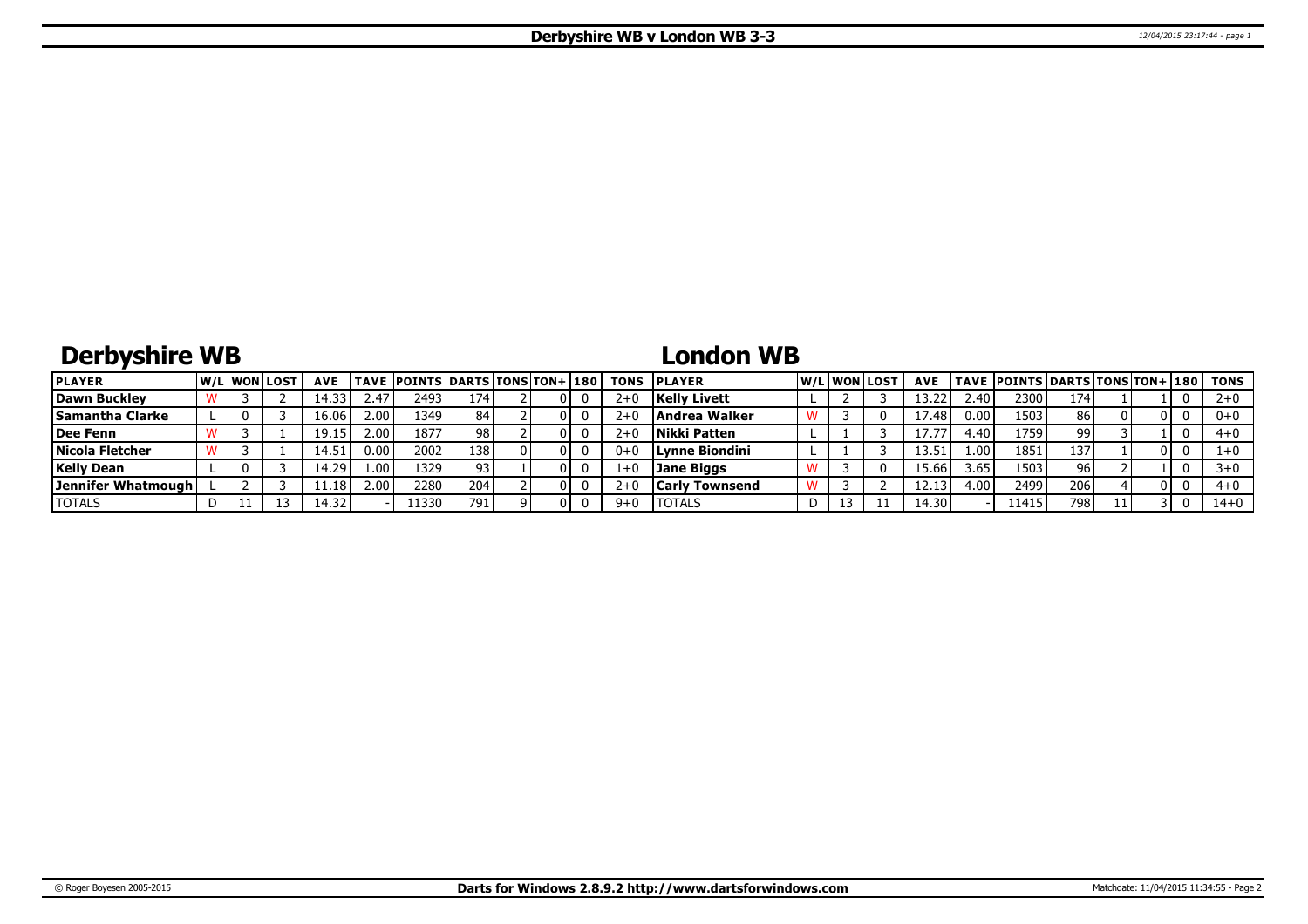# Derbyshire WB v London WB 3-3

## Derbyshire WB

| PLAYER | W/L | WON | LOST | AVE | TAVE | POINTS | DARTS | TONS | TON+ | 180 | TONS |
|---|---|---|---|---|---|---|---|---|---|---|---|
| Dawn Buckley | W | 3 | 2 | 14.33 | 2.47 | 2493 | 174 | 2 | 0 | 0 | 2+0 |
| Samantha Clarke | L | 0 | 3 | 16.06 | 2.00 | 1349 | 84 | 2 | 0 | 0 | 2+0 |
| Dee Fenn | W | 3 | 1 | 19.15 | 2.00 | 1877 | 98 | 2 | 0 | 0 | 2+0 |
| Nicola Fletcher | W | 3 | 1 | 14.51 | 0.00 | 2002 | 138 | 0 | 0 | 0 | 0+0 |
| Kelly Dean | L | 0 | 3 | 14.29 | 1.00 | 1329 | 93 | 1 | 0 | 0 | 1+0 |
| Jennifer Whatmough | L | 2 | 3 | 11.18 | 2.00 | 2280 | 204 | 2 | 0 | 0 | 2+0 |
| TOTALS | D | 11 | 13 | 14.32 | - | 11330 | 791 | 9 | 0 | 0 | 9+0 |

## London WB

| PLAYER | W/L | WON | LOST | AVE | TAVE | POINTS | DARTS | TONS | TON+ | 180 | TONS |
|---|---|---|---|---|---|---|---|---|---|---|---|
| Kelly Livett | L | 2 | 3 | 13.22 | 2.40 | 2300 | 174 | 1 | 1 | 0 | 2+0 |
| Andrea Walker | W | 3 | 0 | 17.48 | 0.00 | 1503 | 86 | 0 | 0 | 0 | 0+0 |
| Nikki Patten | L | 1 | 3 | 17.77 | 4.40 | 1759 | 99 | 3 | 1 | 0 | 4+0 |
| Lynne Biondini | L | 1 | 3 | 13.51 | 1.00 | 1851 | 137 | 1 | 0 | 0 | 1+0 |
| Jane Biggs | W | 3 | 0 | 15.66 | 3.65 | 1503 | 96 | 2 | 1 | 0 | 3+0 |
| Carly Townsend | W | 3 | 2 | 12.13 | 4.00 | 2499 | 206 | 4 | 0 | 0 | 4+0 |
| TOTALS | D | 13 | 11 | 14.30 | - | 11415 | 798 | 11 | 3 | 0 | 14+0 |